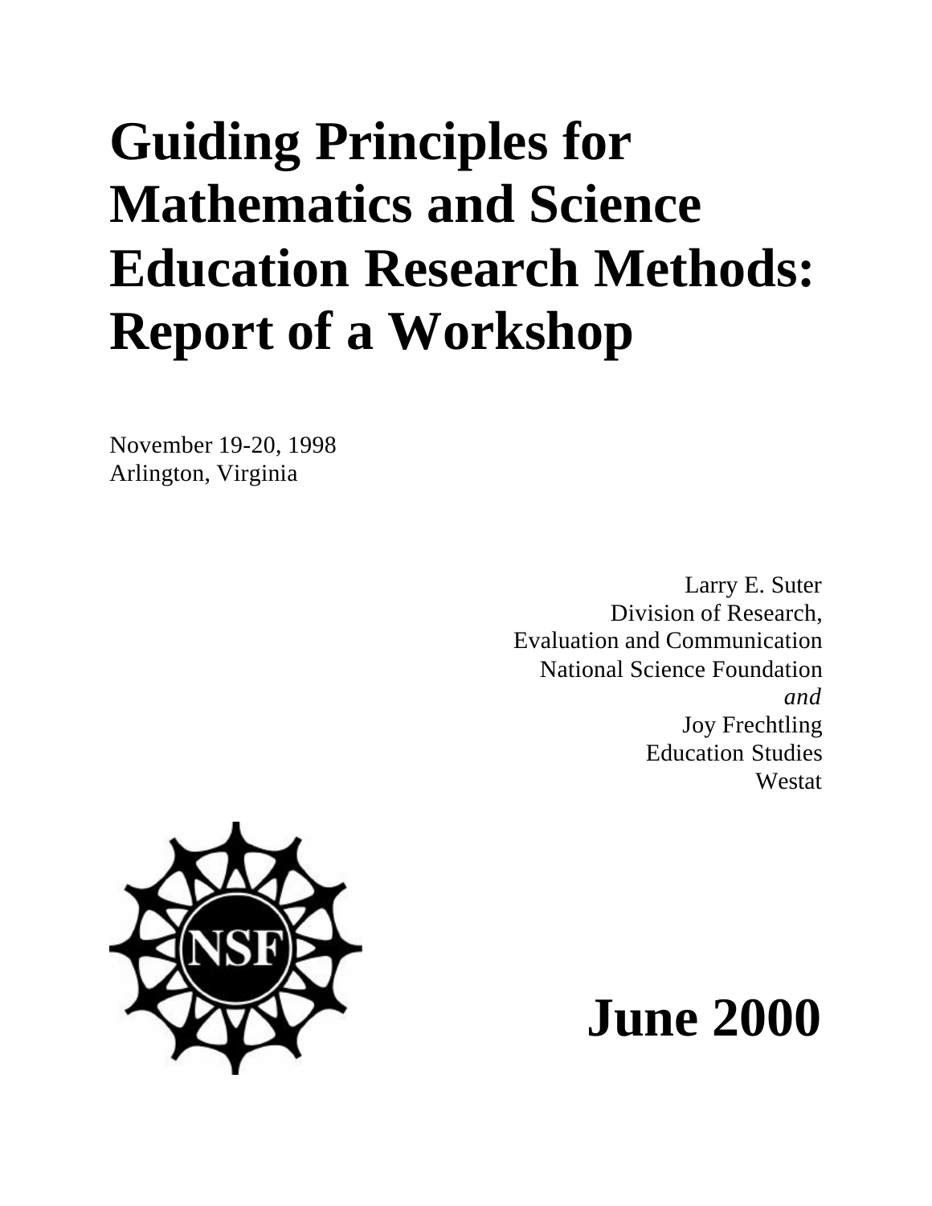# Guiding Principles for Mathematics and Science Education Research Methods: Report of a Workshop

November 19-20, 1998
Arlington, Virginia

Larry E. Suter
Division of Research,
Evaluation and Communication
National Science Foundation
*and*
Joy Frechtling
Education Studies
Westat

NSF

**June 2000**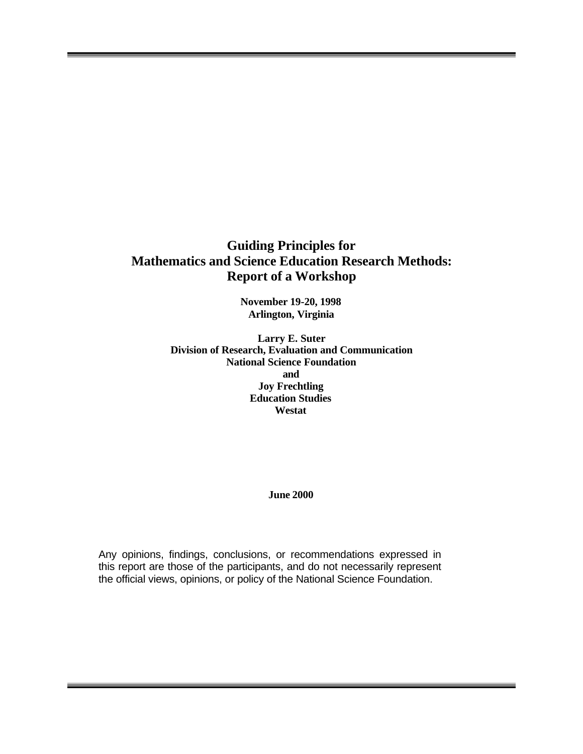# Guiding Principles for Mathematics and Science Education Research Methods: Report of a Workshop

**November 19-20, 1998**
**Arlington, Virginia**

**Larry E. Suter**
**Division of Research, Evaluation and Communication**
**National Science Foundation**
**and**
**Joy Frechtling**
**Education Studies**
**Westat**

**June 2000**

Any opinions, findings, conclusions, or recommendations expressed in this report are those of the participants, and do not necessarily represent the official views, opinions, or policy of the National Science Foundation.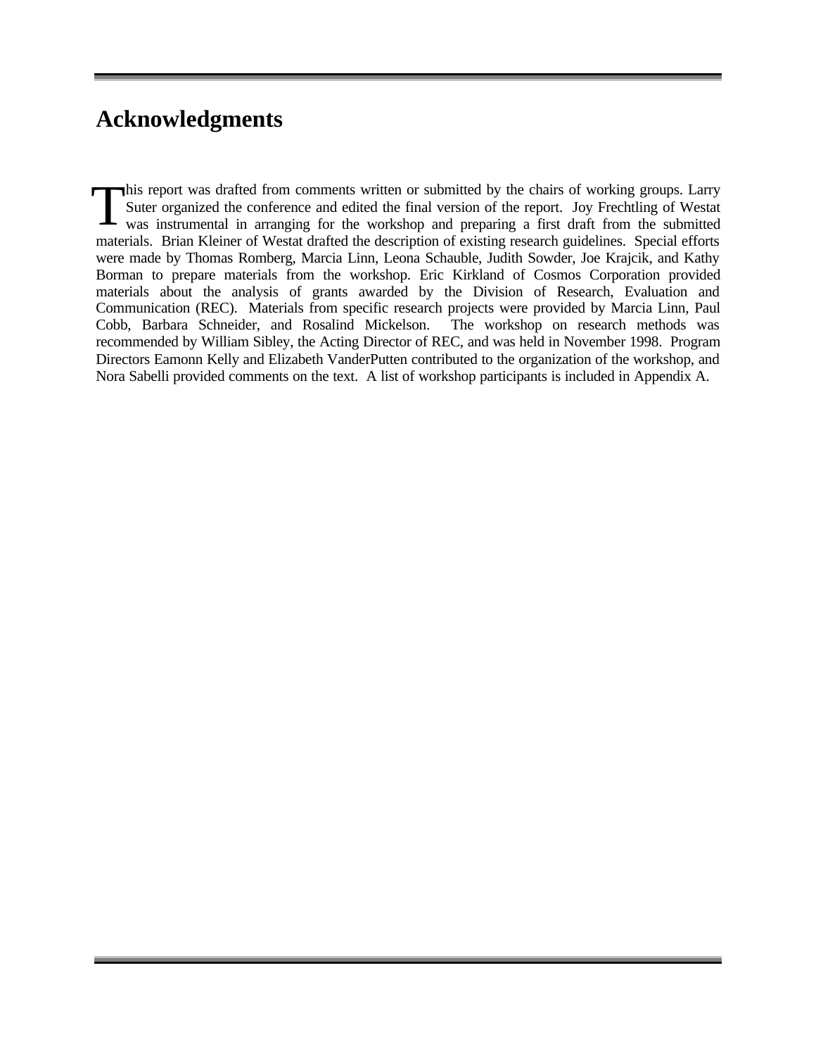# Acknowledgments

This report was drafted from comments written or submitted by the chairs of working groups. Larry Suter organized the conference and edited the final version of the report. Joy Frechtling of Westat was instrumental in arranging for the workshop and preparing a first draft from the submitted materials. Brian Kleiner of Westat drafted the description of existing research guidelines. Special efforts were made by Thomas Romberg, Marcia Linn, Leona Schauble, Judith Sowder, Joe Krajcik, and Kathy Borman to prepare materials from the workshop. Eric Kirkland of Cosmos Corporation provided materials about the analysis of grants awarded by the Division of Research, Evaluation and Communication (REC). Materials from specific research projects were provided by Marcia Linn, Paul Cobb, Barbara Schneider, and Rosalind Mickelson. The workshop on research methods was recommended by William Sibley, the Acting Director of REC, and was held in November 1998. Program Directors Eamonn Kelly and Elizabeth VanderPutten contributed to the organization of the workshop, and Nora Sabelli provided comments on the text. A list of workshop participants is included in Appendix A.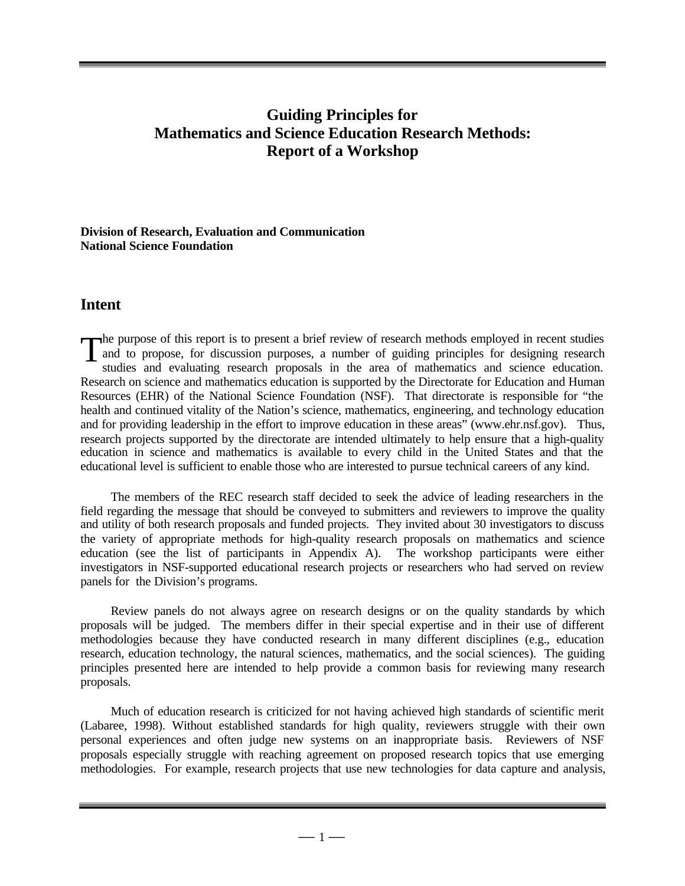# Guiding Principles for Mathematics and Science Education Research Methods: Report of a Workshop

**Division of Research, Evaluation and Communication**
**National Science Foundation**

## Intent

The purpose of this report is to present a brief review of research methods employed in recent studies and to propose, for discussion purposes, a number of guiding principles for designing research studies and evaluating research proposals in the area of mathematics and science education. Research on science and mathematics education is supported by the Directorate for Education and Human Resources (EHR) of the National Science Foundation (NSF). That directorate is responsible for "the health and continued vitality of the Nation's science, mathematics, engineering, and technology education and for providing leadership in the effort to improve education in these areas" (www.ehr.nsf.gov). Thus, research projects supported by the directorate are intended ultimately to help ensure that a high-quality education in science and mathematics is available to every child in the United States and that the educational level is sufficient to enable those who are interested to pursue technical careers of any kind.

The members of the REC research staff decided to seek the advice of leading researchers in the field regarding the message that should be conveyed to submitters and reviewers to improve the quality and utility of both research proposals and funded projects. They invited about 30 investigators to discuss the variety of appropriate methods for high-quality research proposals on mathematics and science education (see the list of participants in Appendix A). The workshop participants were either investigators in NSF-supported educational research projects or researchers who had served on review panels for the Division's programs.

Review panels do not always agree on research designs or on the quality standards by which proposals will be judged. The members differ in their special expertise and in their use of different methodologies because they have conducted research in many different disciplines (e.g., education research, education technology, the natural sciences, mathematics, and the social sciences). The guiding principles presented here are intended to help provide a common basis for reviewing many research proposals.

Much of education research is criticized for not having achieved high standards of scientific merit (Labaree, 1998). Without established standards for high quality, reviewers struggle with their own personal experiences and often judge new systems on an inappropriate basis. Reviewers of NSF proposals especially struggle with reaching agreement on proposed research topics that use emerging methodologies. For example, research projects that use new technologies for data capture and analysis,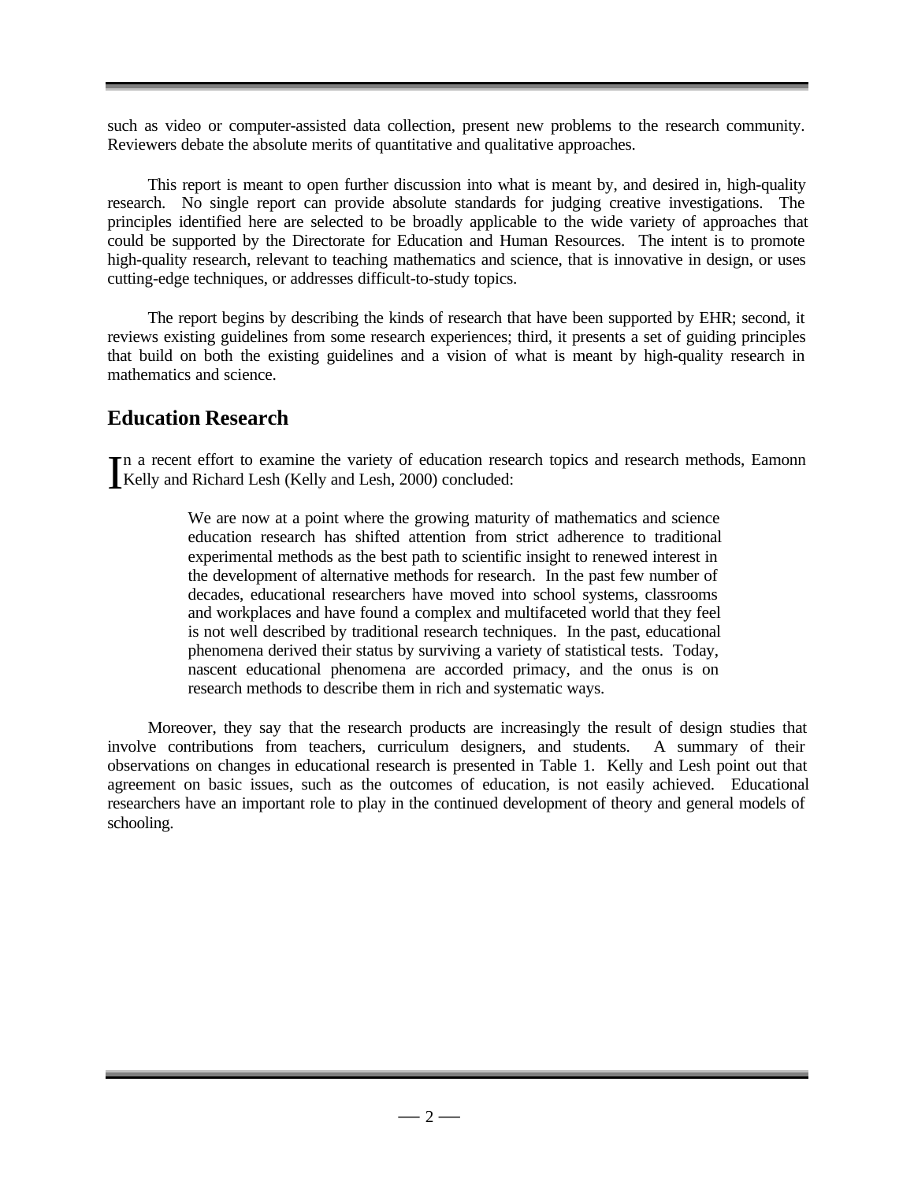such as video or computer-assisted data collection, present new problems to the research community. Reviewers debate the absolute merits of quantitative and qualitative approaches.

This report is meant to open further discussion into what is meant by, and desired in, high-quality research. No single report can provide absolute standards for judging creative investigations. The principles identified here are selected to be broadly applicable to the wide variety of approaches that could be supported by the Directorate for Education and Human Resources. The intent is to promote high-quality research, relevant to teaching mathematics and science, that is innovative in design, or uses cutting-edge techniques, or addresses difficult-to-study topics.

The report begins by describing the kinds of research that have been supported by EHR; second, it reviews existing guidelines from some research experiences; third, it presents a set of guiding principles that build on both the existing guidelines and a vision of what is meant by high-quality research in mathematics and science.

## Education Research

In a recent effort to examine the variety of education research topics and research methods, Eamonn Kelly and Richard Lesh (Kelly and Lesh, 2000) concluded:

> We are now at a point where the growing maturity of mathematics and science education research has shifted attention from strict adherence to traditional experimental methods as the best path to scientific insight to renewed interest in the development of alternative methods for research. In the past few number of decades, educational researchers have moved into school systems, classrooms and workplaces and have found a complex and multifaceted world that they feel is not well described by traditional research techniques. In the past, educational phenomena derived their status by surviving a variety of statistical tests. Today, nascent educational phenomena are accorded primacy, and the onus is on research methods to describe them in rich and systematic ways.

Moreover, they say that the research products are increasingly the result of design studies that involve contributions from teachers, curriculum designers, and students. A summary of their observations on changes in educational research is presented in Table 1. Kelly and Lesh point out that agreement on basic issues, such as the outcomes of education, is not easily achieved. Educational researchers have an important role to play in the continued development of theory and general models of schooling.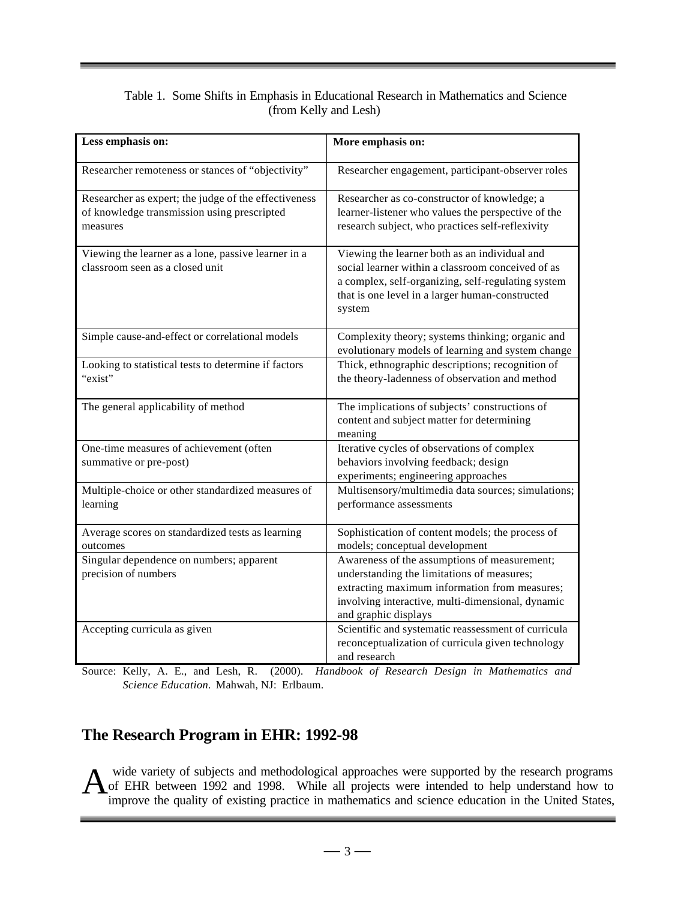Table 1. Some Shifts in Emphasis in Educational Research in Mathematics and Science (from Kelly and Lesh)

| Less emphasis on: | More emphasis on: |
| --- | --- |
| Researcher remoteness or stances of "objectivity" | Researcher engagement, participant-observer roles |
| Researcher as expert; the judge of the effectiveness of knowledge transmission using prescripted measures | Researcher as co-constructor of knowledge; a learner-listener who values the perspective of the research subject, who practices self-reflexivity |
| Viewing the learner as a lone, passive learner in a classroom seen as a closed unit | Viewing the learner both as an individual and social learner within a classroom conceived of as a complex, self-organizing, self-regulating system that is one level in a larger human-constructed system |
| Simple cause-and-effect or correlational models | Complexity theory; systems thinking; organic and evolutionary models of learning and system change |
| Looking to statistical tests to determine if factors "exist" | Thick, ethnographic descriptions; recognition of the theory-ladenness of observation and method |
| The general applicability of method | The implications of subjects' constructions of content and subject matter for determining meaning |
| One-time measures of achievement (often summative or pre-post) | Iterative cycles of observations of complex behaviors involving feedback; design experiments; engineering approaches |
| Multiple-choice or other standardized measures of learning | Multisensory/multimedia data sources; simulations; performance assessments |
| Average scores on standardized tests as learning outcomes | Sophistication of content models; the process of models; conceptual development |
| Singular dependence on numbers; apparent precision of numbers | Awareness of the assumptions of measurement; understanding the limitations of measures; extracting maximum information from measures; involving interactive, multi-dimensional, dynamic and graphic displays |
| Accepting curricula as given | Scientific and systematic reassessment of curricula reconceptualization of curricula given technology and research |

Source: Kelly, A. E., and Lesh, R. (2000). *Handbook of Research Design in Mathematics and Science Education.* Mahwah, NJ: Erlbaum.

## The Research Program in EHR: 1992-98

A wide variety of subjects and methodological approaches were supported by the research programs of EHR between 1992 and 1998. While all projects were intended to help understand how to improve the quality of existing practice in mathematics and science education in the United States,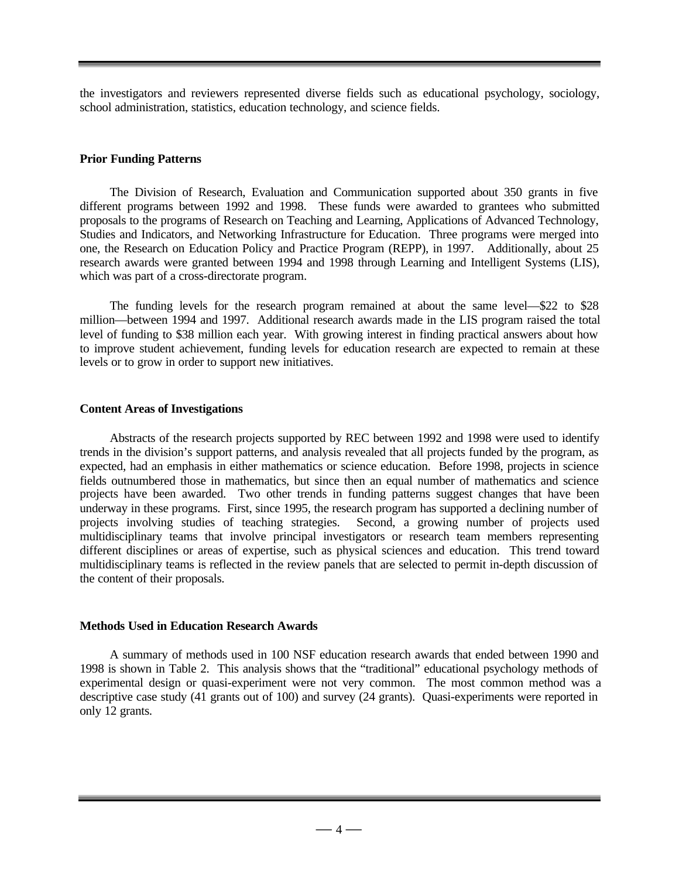the investigators and reviewers represented diverse fields such as educational psychology, sociology, school administration, statistics, education technology, and science fields.

**Prior Funding Patterns**

The Division of Research, Evaluation and Communication supported about 350 grants in five different programs between 1992 and 1998. These funds were awarded to grantees who submitted proposals to the programs of Research on Teaching and Learning, Applications of Advanced Technology, Studies and Indicators, and Networking Infrastructure for Education. Three programs were merged into one, the Research on Education Policy and Practice Program (REPP), in 1997. Additionally, about 25 research awards were granted between 1994 and 1998 through Learning and Intelligent Systems (LIS), which was part of a cross-directorate program.

The funding levels for the research program remained at about the same level—$22 to $28 million—between 1994 and 1997. Additional research awards made in the LIS program raised the total level of funding to $38 million each year. With growing interest in finding practical answers about how to improve student achievement, funding levels for education research are expected to remain at these levels or to grow in order to support new initiatives.

**Content Areas of Investigations**

Abstracts of the research projects supported by REC between 1992 and 1998 were used to identify trends in the division's support patterns, and analysis revealed that all projects funded by the program, as expected, had an emphasis in either mathematics or science education. Before 1998, projects in science fields outnumbered those in mathematics, but since then an equal number of mathematics and science projects have been awarded. Two other trends in funding patterns suggest changes that have been underway in these programs. First, since 1995, the research program has supported a declining number of projects involving studies of teaching strategies. Second, a growing number of projects used multidisciplinary teams that involve principal investigators or research team members representing different disciplines or areas of expertise, such as physical sciences and education. This trend toward multidisciplinary teams is reflected in the review panels that are selected to permit in-depth discussion of the content of their proposals.

**Methods Used in Education Research Awards**

A summary of methods used in 100 NSF education research awards that ended between 1990 and 1998 is shown in Table 2. This analysis shows that the "traditional" educational psychology methods of experimental design or quasi-experiment were not very common. The most common method was a descriptive case study (41 grants out of 100) and survey (24 grants). Quasi-experiments were reported in only 12 grants.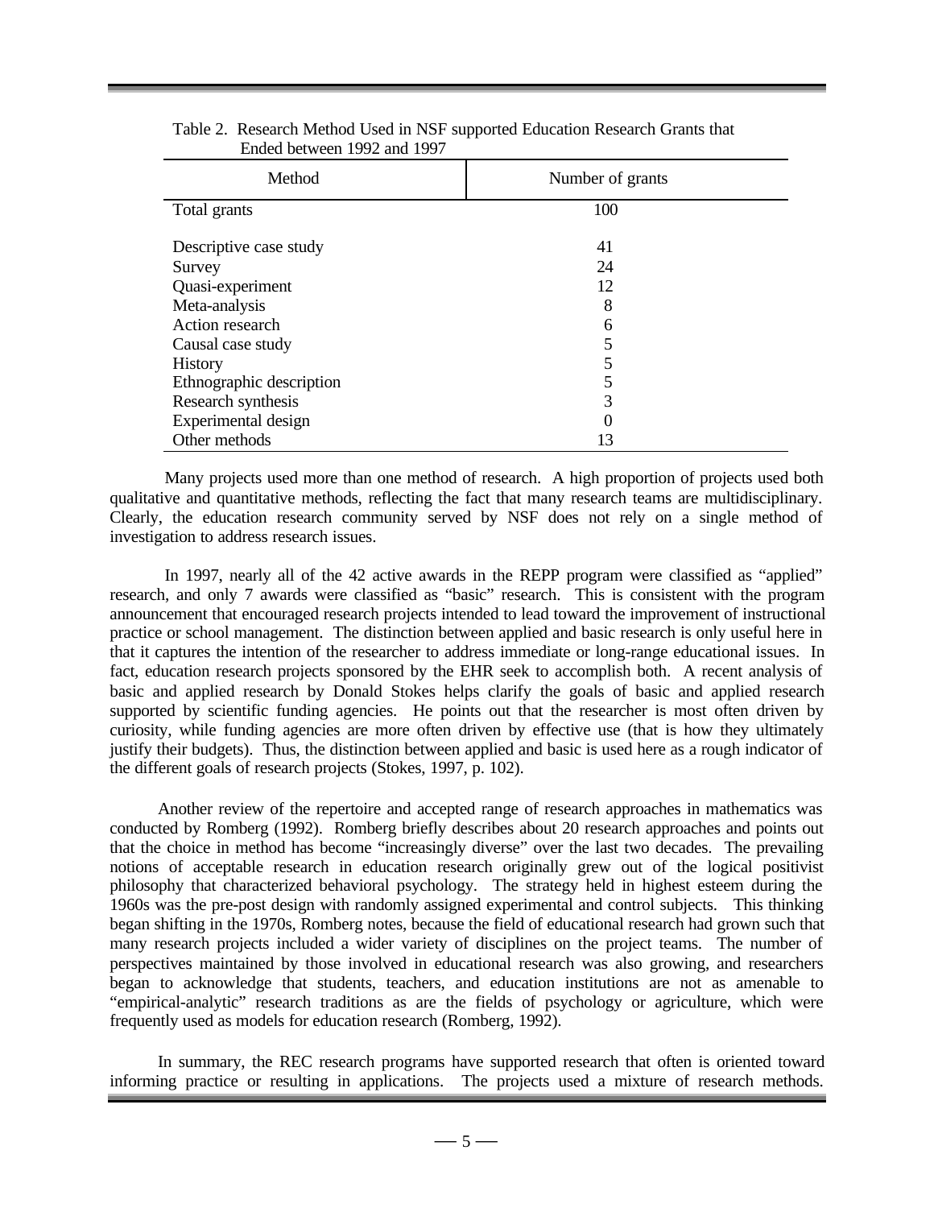Table 2. Research Method Used in NSF supported Education Research Grants that Ended between 1992 and 1997

| Method | Number of grants |
|---|---|
| Total grants | 100 |
| Descriptive case study | 41 |
| Survey | 24 |
| Quasi-experiment | 12 |
| Meta-analysis | 8 |
| Action research | 6 |
| Causal case study | 5 |
| History | 5 |
| Ethnographic description | 5 |
| Research synthesis | 3 |
| Experimental design | 0 |
| Other methods | 13 |

Many projects used more than one method of research. A high proportion of projects used both qualitative and quantitative methods, reflecting the fact that many research teams are multidisciplinary. Clearly, the education research community served by NSF does not rely on a single method of investigation to address research issues.

In 1997, nearly all of the 42 active awards in the REPP program were classified as "applied" research, and only 7 awards were classified as "basic" research. This is consistent with the program announcement that encouraged research projects intended to lead toward the improvement of instructional practice or school management. The distinction between applied and basic research is only useful here in that it captures the intention of the researcher to address immediate or long-range educational issues. In fact, education research projects sponsored by the EHR seek to accomplish both. A recent analysis of basic and applied research by Donald Stokes helps clarify the goals of basic and applied research supported by scientific funding agencies. He points out that the researcher is most often driven by curiosity, while funding agencies are more often driven by effective use (that is how they ultimately justify their budgets). Thus, the distinction between applied and basic is used here as a rough indicator of the different goals of research projects (Stokes, 1997, p. 102).

Another review of the repertoire and accepted range of research approaches in mathematics was conducted by Romberg (1992). Romberg briefly describes about 20 research approaches and points out that the choice in method has become "increasingly diverse" over the last two decades. The prevailing notions of acceptable research in education research originally grew out of the logical positivist philosophy that characterized behavioral psychology. The strategy held in highest esteem during the 1960s was the pre-post design with randomly assigned experimental and control subjects. This thinking began shifting in the 1970s, Romberg notes, because the field of educational research had grown such that many research projects included a wider variety of disciplines on the project teams. The number of perspectives maintained by those involved in educational research was also growing, and researchers began to acknowledge that students, teachers, and education institutions are not as amenable to "empirical-analytic" research traditions as are the fields of psychology or agriculture, which were frequently used as models for education research (Romberg, 1992).

In summary, the REC research programs have supported research that often is oriented toward informing practice or resulting in applications. The projects used a mixture of research methods.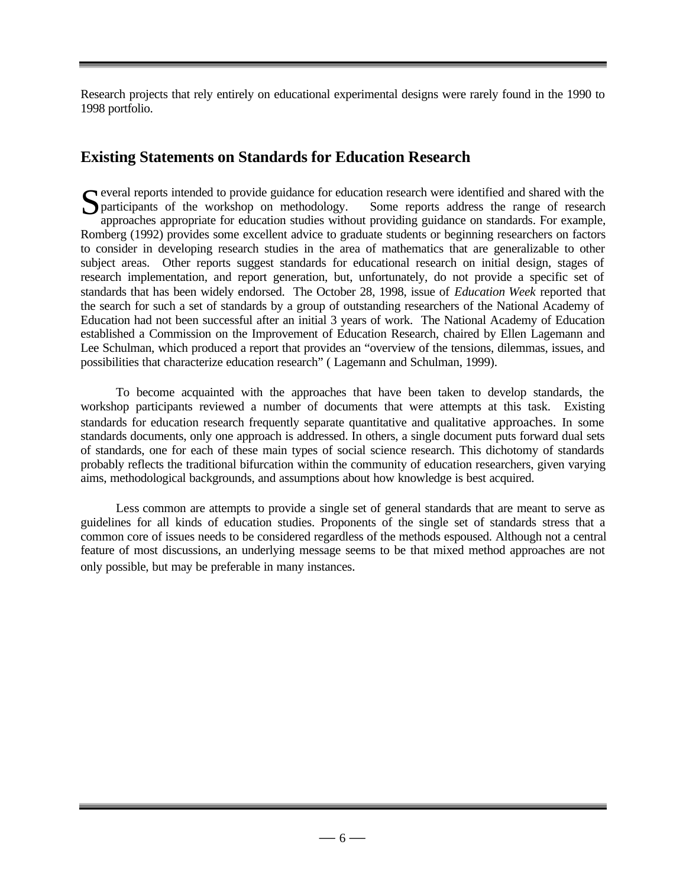Research projects that rely entirely on educational experimental designs were rarely found in the 1990 to 1998 portfolio.

## Existing Statements on Standards for Education Research

Several reports intended to provide guidance for education research were identified and shared with the participants of the workshop on methodology. Some reports address the range of research approaches appropriate for education studies without providing guidance on standards. For example, Romberg (1992) provides some excellent advice to graduate students or beginning researchers on factors to consider in developing research studies in the area of mathematics that are generalizable to other subject areas. Other reports suggest standards for educational research on initial design, stages of research implementation, and report generation, but, unfortunately, do not provide a specific set of standards that has been widely endorsed. The October 28, 1998, issue of *Education Week* reported that the search for such a set of standards by a group of outstanding researchers of the National Academy of Education had not been successful after an initial 3 years of work. The National Academy of Education established a Commission on the Improvement of Education Research, chaired by Ellen Lagemann and Lee Schulman, which produced a report that provides an "overview of the tensions, dilemmas, issues, and possibilities that characterize education research" ( Lagemann and Schulman, 1999).

To become acquainted with the approaches that have been taken to develop standards, the workshop participants reviewed a number of documents that were attempts at this task. Existing standards for education research frequently separate quantitative and qualitative approaches. In some standards documents, only one approach is addressed. In others, a single document puts forward dual sets of standards, one for each of these main types of social science research. This dichotomy of standards probably reflects the traditional bifurcation within the community of education researchers, given varying aims, methodological backgrounds, and assumptions about how knowledge is best acquired.

Less common are attempts to provide a single set of general standards that are meant to serve as guidelines for all kinds of education studies. Proponents of the single set of standards stress that a common core of issues needs to be considered regardless of the methods espoused. Although not a central feature of most discussions, an underlying message seems to be that mixed method approaches are not only possible, but may be preferable in many instances.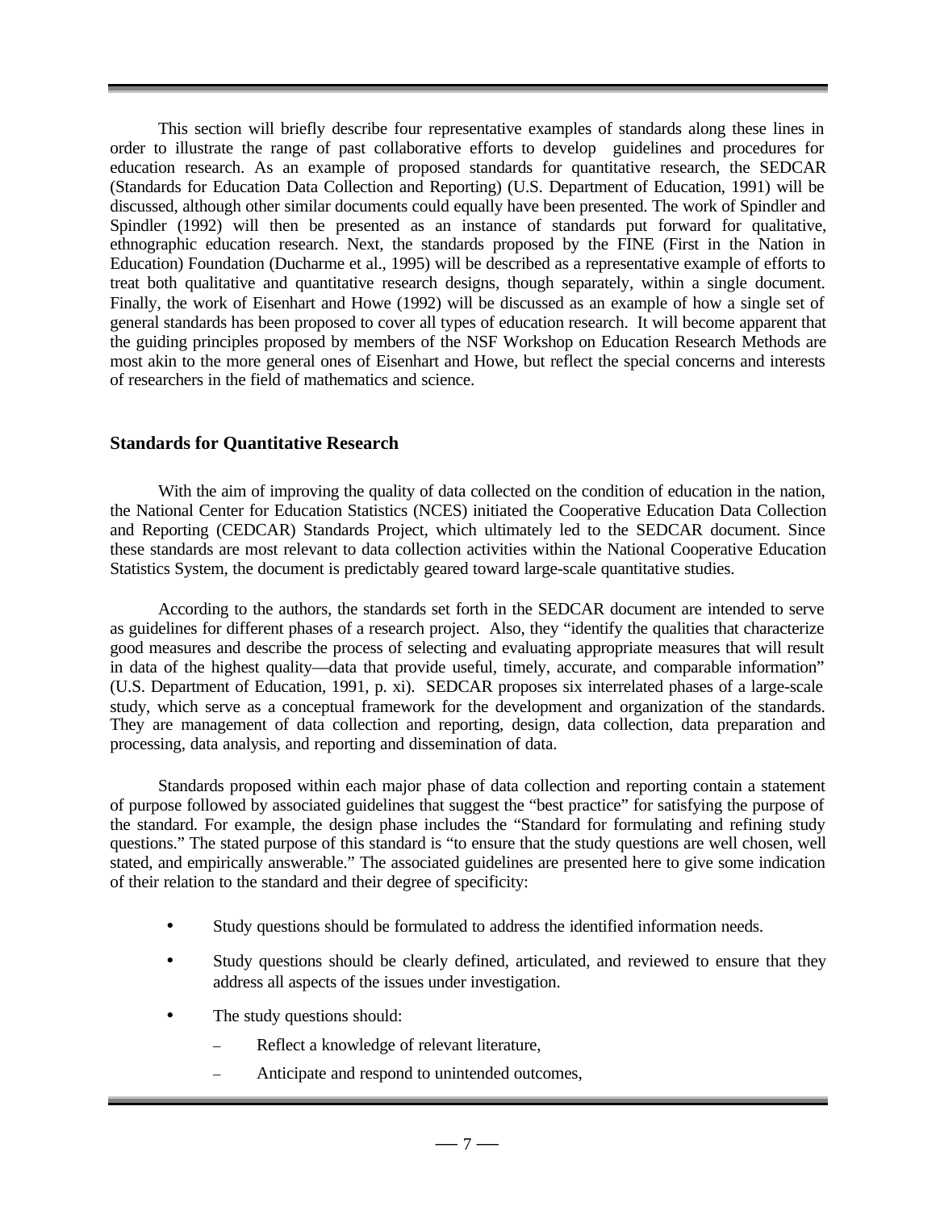This section will briefly describe four representative examples of standards along these lines in order to illustrate the range of past collaborative efforts to develop guidelines and procedures for education research. As an example of proposed standards for quantitative research, the SEDCAR (Standards for Education Data Collection and Reporting) (U.S. Department of Education, 1991) will be discussed, although other similar documents could equally have been presented. The work of Spindler and Spindler (1992) will then be presented as an instance of standards put forward for qualitative, ethnographic education research. Next, the standards proposed by the FINE (First in the Nation in Education) Foundation (Ducharme et al., 1995) will be described as a representative example of efforts to treat both qualitative and quantitative research designs, though separately, within a single document. Finally, the work of Eisenhart and Howe (1992) will be discussed as an example of how a single set of general standards has been proposed to cover all types of education research. It will become apparent that the guiding principles proposed by members of the NSF Workshop on Education Research Methods are most akin to the more general ones of Eisenhart and Howe, but reflect the special concerns and interests of researchers in the field of mathematics and science.

### Standards for Quantitative Research

With the aim of improving the quality of data collected on the condition of education in the nation, the National Center for Education Statistics (NCES) initiated the Cooperative Education Data Collection and Reporting (CEDCAR) Standards Project, which ultimately led to the SEDCAR document. Since these standards are most relevant to data collection activities within the National Cooperative Education Statistics System, the document is predictably geared toward large-scale quantitative studies.

According to the authors, the standards set forth in the SEDCAR document are intended to serve as guidelines for different phases of a research project. Also, they "identify the qualities that characterize good measures and describe the process of selecting and evaluating appropriate measures that will result in data of the highest quality—data that provide useful, timely, accurate, and comparable information" (U.S. Department of Education, 1991, p. xi). SEDCAR proposes six interrelated phases of a large-scale study, which serve as a conceptual framework for the development and organization of the standards. They are management of data collection and reporting, design, data collection, data preparation and processing, data analysis, and reporting and dissemination of data.

Standards proposed within each major phase of data collection and reporting contain a statement of purpose followed by associated guidelines that suggest the "best practice" for satisfying the purpose of the standard. For example, the design phase includes the "Standard for formulating and refining study questions." The stated purpose of this standard is "to ensure that the study questions are well chosen, well stated, and empirically answerable." The associated guidelines are presented here to give some indication of their relation to the standard and their degree of specificity:

- Study questions should be formulated to address the identified information needs.
- Study questions should be clearly defined, articulated, and reviewed to ensure that they address all aspects of the issues under investigation.
- The study questions should:
  - Reflect a knowledge of relevant literature,
  - Anticipate and respond to unintended outcomes,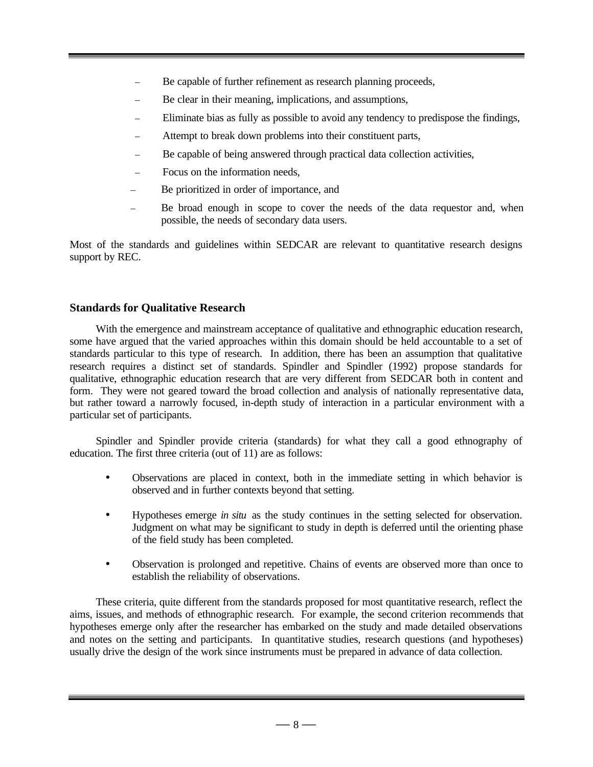- Be capable of further refinement as research planning proceeds,
- Be clear in their meaning, implications, and assumptions,
- Eliminate bias as fully as possible to avoid any tendency to predispose the findings,
- Attempt to break down problems into their constituent parts,
- Be capable of being answered through practical data collection activities,
- Focus on the information needs,
- Be prioritized in order of importance, and
- Be broad enough in scope to cover the needs of the data requestor and, when possible, the needs of secondary data users.

Most of the standards and guidelines within SEDCAR are relevant to quantitative research designs support by REC.

## Standards for Qualitative Research

With the emergence and mainstream acceptance of qualitative and ethnographic education research, some have argued that the varied approaches within this domain should be held accountable to a set of standards particular to this type of research. In addition, there has been an assumption that qualitative research requires a distinct set of standards. Spindler and Spindler (1992) propose standards for qualitative, ethnographic education research that are very different from SEDCAR both in content and form. They were not geared toward the broad collection and analysis of nationally representative data, but rather toward a narrowly focused, in-depth study of interaction in a particular environment with a particular set of participants.

Spindler and Spindler provide criteria (standards) for what they call a good ethnography of education. The first three criteria (out of 11) are as follows:

- Observations are placed in context, both in the immediate setting in which behavior is observed and in further contexts beyond that setting.

- Hypotheses emerge *in situ* as the study continues in the setting selected for observation. Judgment on what may be significant to study in depth is deferred until the orienting phase of the field study has been completed.

- Observation is prolonged and repetitive. Chains of events are observed more than once to establish the reliability of observations.

These criteria, quite different from the standards proposed for most quantitative research, reflect the aims, issues, and methods of ethnographic research. For example, the second criterion recommends that hypotheses emerge only after the researcher has embarked on the study and made detailed observations and notes on the setting and participants. In quantitative studies, research questions (and hypotheses) usually drive the design of the work since instruments must be prepared in advance of data collection.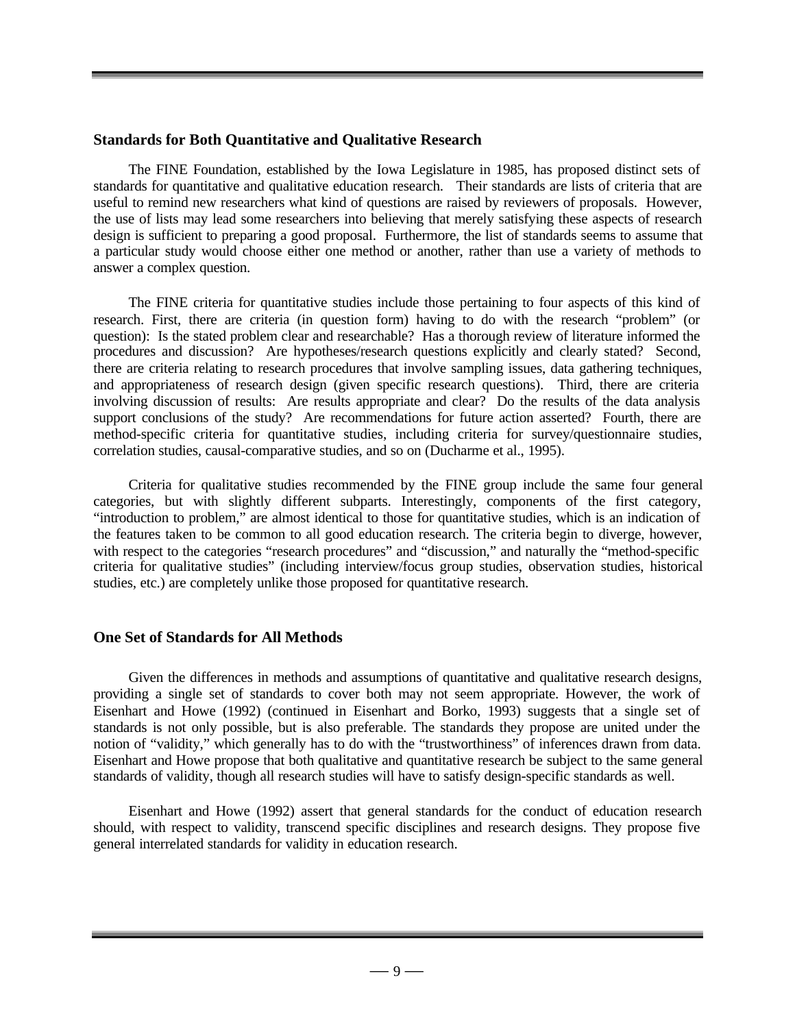## Standards for Both Quantitative and Qualitative Research

The FINE Foundation, established by the Iowa Legislature in 1985, has proposed distinct sets of standards for quantitative and qualitative education research. Their standards are lists of criteria that are useful to remind new researchers what kind of questions are raised by reviewers of proposals. However, the use of lists may lead some researchers into believing that merely satisfying these aspects of research design is sufficient to preparing a good proposal. Furthermore, the list of standards seems to assume that a particular study would choose either one method or another, rather than use a variety of methods to answer a complex question.

The FINE criteria for quantitative studies include those pertaining to four aspects of this kind of research. First, there are criteria (in question form) having to do with the research "problem" (or question): Is the stated problem clear and researchable? Has a thorough review of literature informed the procedures and discussion? Are hypotheses/research questions explicitly and clearly stated? Second, there are criteria relating to research procedures that involve sampling issues, data gathering techniques, and appropriateness of research design (given specific research questions). Third, there are criteria involving discussion of results: Are results appropriate and clear? Do the results of the data analysis support conclusions of the study? Are recommendations for future action asserted? Fourth, there are method-specific criteria for quantitative studies, including criteria for survey/questionnaire studies, correlation studies, causal-comparative studies, and so on (Ducharme et al., 1995).

Criteria for qualitative studies recommended by the FINE group include the same four general categories, but with slightly different subparts. Interestingly, components of the first category, "introduction to problem," are almost identical to those for quantitative studies, which is an indication of the features taken to be common to all good education research. The criteria begin to diverge, however, with respect to the categories "research procedures" and "discussion," and naturally the "method-specific criteria for qualitative studies" (including interview/focus group studies, observation studies, historical studies, etc.) are completely unlike those proposed for quantitative research.

## One Set of Standards for All Methods

Given the differences in methods and assumptions of quantitative and qualitative research designs, providing a single set of standards to cover both may not seem appropriate. However, the work of Eisenhart and Howe (1992) (continued in Eisenhart and Borko, 1993) suggests that a single set of standards is not only possible, but is also preferable. The standards they propose are united under the notion of "validity," which generally has to do with the "trustworthiness" of inferences drawn from data. Eisenhart and Howe propose that both qualitative and quantitative research be subject to the same general standards of validity, though all research studies will have to satisfy design-specific standards as well.

Eisenhart and Howe (1992) assert that general standards for the conduct of education research should, with respect to validity, transcend specific disciplines and research designs. They propose five general interrelated standards for validity in education research.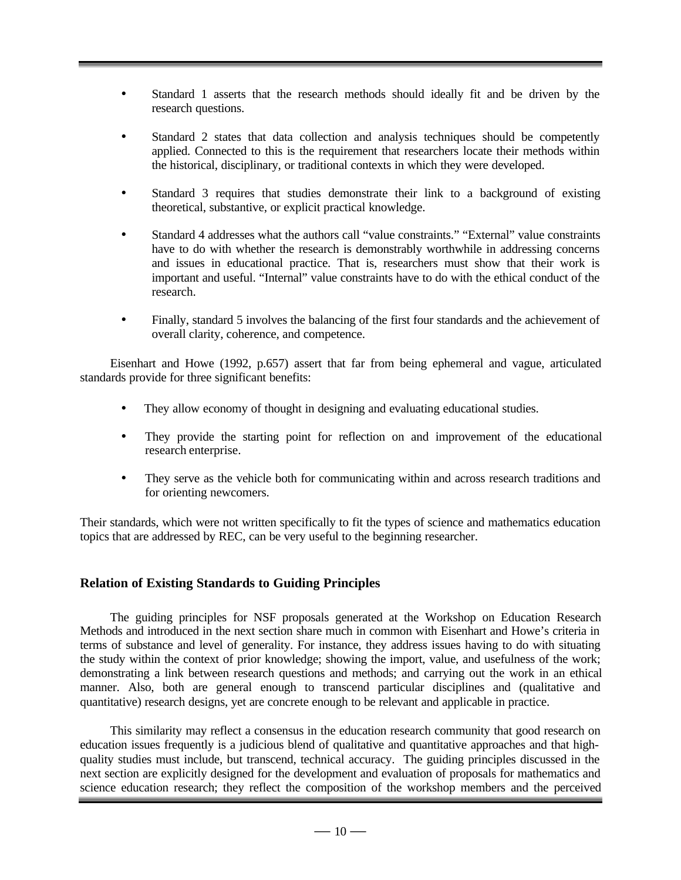- Standard 1 asserts that the research methods should ideally fit and be driven by the research questions.

- Standard 2 states that data collection and analysis techniques should be competently applied. Connected to this is the requirement that researchers locate their methods within the historical, disciplinary, or traditional contexts in which they were developed.

- Standard 3 requires that studies demonstrate their link to a background of existing theoretical, substantive, or explicit practical knowledge.

- Standard 4 addresses what the authors call "value constraints." "External" value constraints have to do with whether the research is demonstrably worthwhile in addressing concerns and issues in educational practice. That is, researchers must show that their work is important and useful. "Internal" value constraints have to do with the ethical conduct of the research.

- Finally, standard 5 involves the balancing of the first four standards and the achievement of overall clarity, coherence, and competence.

Eisenhart and Howe (1992, p.657) assert that far from being ephemeral and vague, articulated standards provide for three significant benefits:

- They allow economy of thought in designing and evaluating educational studies.

- They provide the starting point for reflection on and improvement of the educational research enterprise.

- They serve as the vehicle both for communicating within and across research traditions and for orienting newcomers.

Their standards, which were not written specifically to fit the types of science and mathematics education topics that are addressed by REC, can be very useful to the beginning researcher.

### Relation of Existing Standards to Guiding Principles

The guiding principles for NSF proposals generated at the Workshop on Education Research Methods and introduced in the next section share much in common with Eisenhart and Howe's criteria in terms of substance and level of generality. For instance, they address issues having to do with situating the study within the context of prior knowledge; showing the import, value, and usefulness of the work; demonstrating a link between research questions and methods; and carrying out the work in an ethical manner. Also, both are general enough to transcend particular disciplines and (qualitative and quantitative) research designs, yet are concrete enough to be relevant and applicable in practice.

This similarity may reflect a consensus in the education research community that good research on education issues frequently is a judicious blend of qualitative and quantitative approaches and that high-quality studies must include, but transcend, technical accuracy. The guiding principles discussed in the next section are explicitly designed for the development and evaluation of proposals for mathematics and science education research; they reflect the composition of the workshop members and the perceived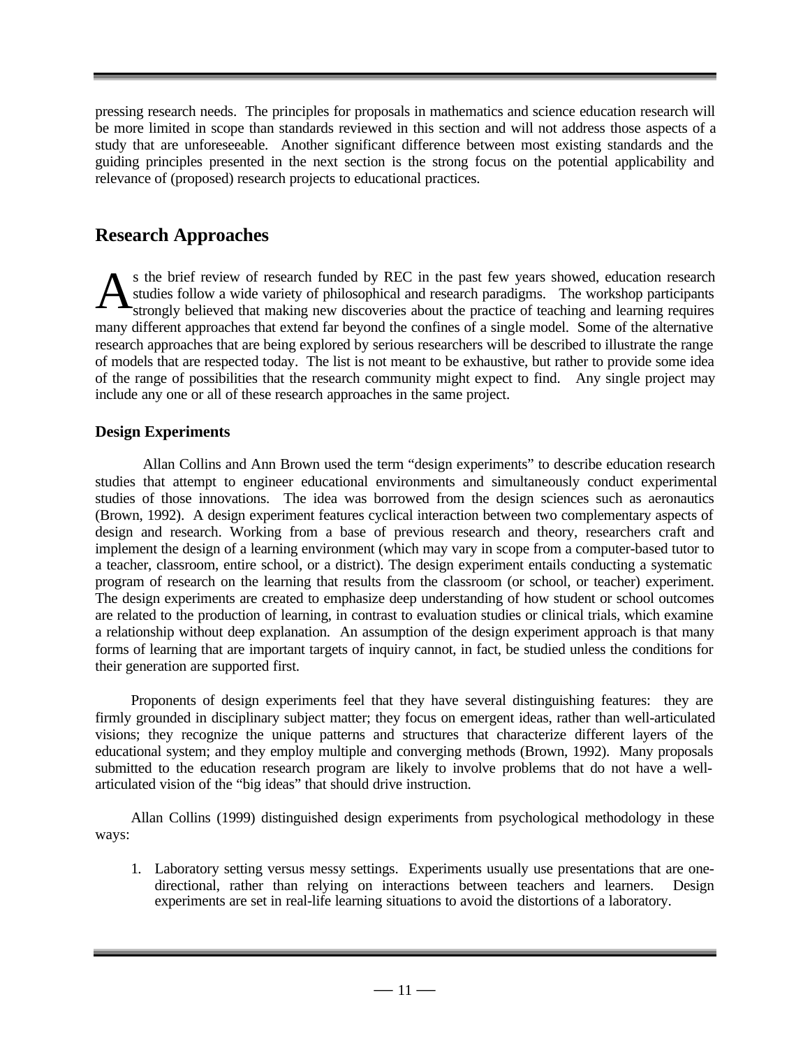pressing research needs. The principles for proposals in mathematics and science education research will be more limited in scope than standards reviewed in this section and will not address those aspects of a study that are unforeseeable. Another significant difference between most existing standards and the guiding principles presented in the next section is the strong focus on the potential applicability and relevance of (proposed) research projects to educational practices.

## Research Approaches

As the brief review of research funded by REC in the past few years showed, education research studies follow a wide variety of philosophical and research paradigms. The workshop participants strongly believed that making new discoveries about the practice of teaching and learning requires many different approaches that extend far beyond the confines of a single model. Some of the alternative research approaches that are being explored by serious researchers will be described to illustrate the range of models that are respected today. The list is not meant to be exhaustive, but rather to provide some idea of the range of possibilities that the research community might expect to find. Any single project may include any one or all of these research approaches in the same project.

### Design Experiments

Allan Collins and Ann Brown used the term "design experiments" to describe education research studies that attempt to engineer educational environments and simultaneously conduct experimental studies of those innovations. The idea was borrowed from the design sciences such as aeronautics (Brown, 1992). A design experiment features cyclical interaction between two complementary aspects of design and research. Working from a base of previous research and theory, researchers craft and implement the design of a learning environment (which may vary in scope from a computer-based tutor to a teacher, classroom, entire school, or a district). The design experiment entails conducting a systematic program of research on the learning that results from the classroom (or school, or teacher) experiment. The design experiments are created to emphasize deep understanding of how student or school outcomes are related to the production of learning, in contrast to evaluation studies or clinical trials, which examine a relationship without deep explanation. An assumption of the design experiment approach is that many forms of learning that are important targets of inquiry cannot, in fact, be studied unless the conditions for their generation are supported first.

Proponents of design experiments feel that they have several distinguishing features: they are firmly grounded in disciplinary subject matter; they focus on emergent ideas, rather than well-articulated visions; they recognize the unique patterns and structures that characterize different layers of the educational system; and they employ multiple and converging methods (Brown, 1992). Many proposals submitted to the education research program are likely to involve problems that do not have a well-articulated vision of the "big ideas" that should drive instruction.

Allan Collins (1999) distinguished design experiments from psychological methodology in these ways:

1. Laboratory setting versus messy settings. Experiments usually use presentations that are one-directional, rather than relying on interactions between teachers and learners. Design experiments are set in real-life learning situations to avoid the distortions of a laboratory.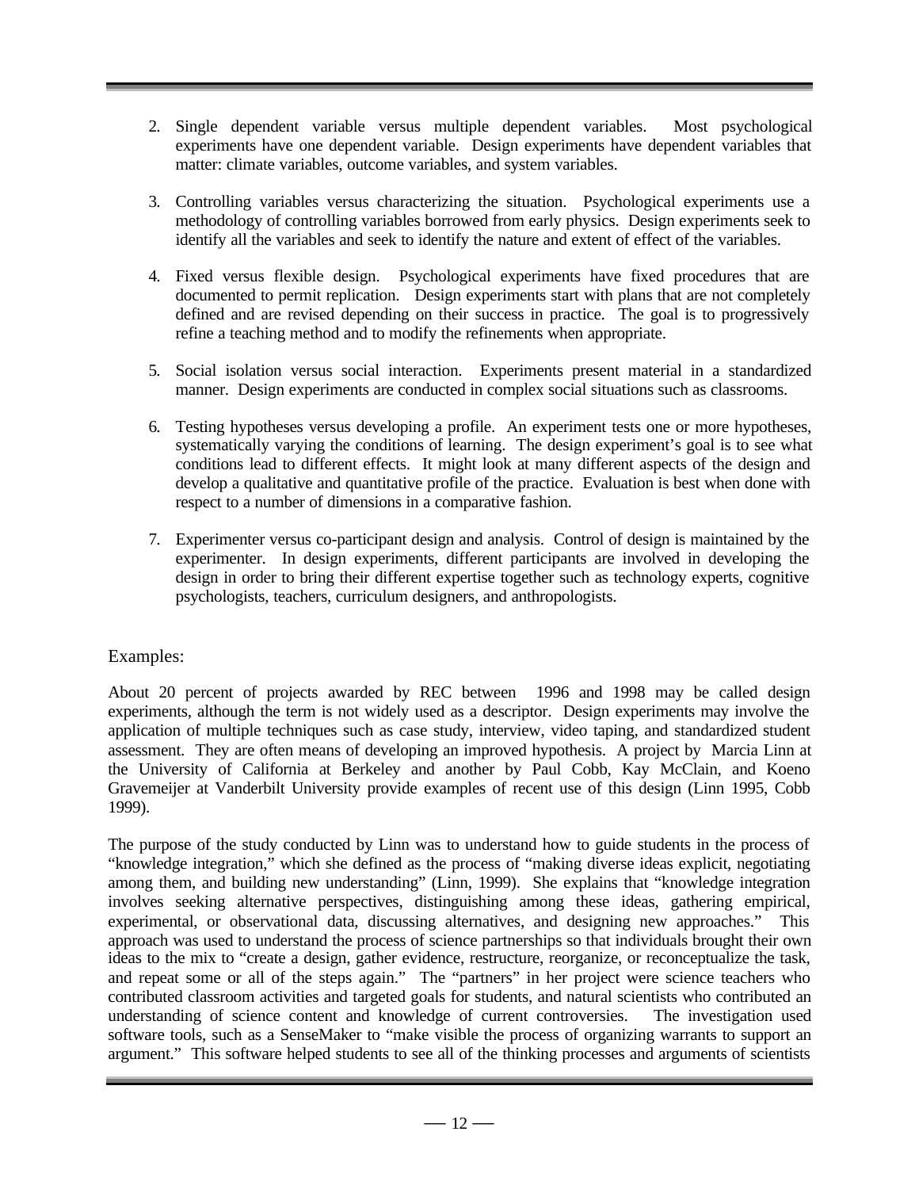2. Single dependent variable versus multiple dependent variables. Most psychological experiments have one dependent variable. Design experiments have dependent variables that matter: climate variables, outcome variables, and system variables.

3. Controlling variables versus characterizing the situation. Psychological experiments use a methodology of controlling variables borrowed from early physics. Design experiments seek to identify all the variables and seek to identify the nature and extent of effect of the variables.

4. Fixed versus flexible design. Psychological experiments have fixed procedures that are documented to permit replication. Design experiments start with plans that are not completely defined and are revised depending on their success in practice. The goal is to progressively refine a teaching method and to modify the refinements when appropriate.

5. Social isolation versus social interaction. Experiments present material in a standardized manner. Design experiments are conducted in complex social situations such as classrooms.

6. Testing hypotheses versus developing a profile. An experiment tests one or more hypotheses, systematically varying the conditions of learning. The design experiment's goal is to see what conditions lead to different effects. It might look at many different aspects of the design and develop a qualitative and quantitative profile of the practice. Evaluation is best when done with respect to a number of dimensions in a comparative fashion.

7. Experimenter versus co-participant design and analysis. Control of design is maintained by the experimenter. In design experiments, different participants are involved in developing the design in order to bring their different expertise together such as technology experts, cognitive psychologists, teachers, curriculum designers, and anthropologists.

## Examples:

About 20 percent of projects awarded by REC between 1996 and 1998 may be called design experiments, although the term is not widely used as a descriptor. Design experiments may involve the application of multiple techniques such as case study, interview, video taping, and standardized student assessment. They are often means of developing an improved hypothesis. A project by Marcia Linn at the University of California at Berkeley and another by Paul Cobb, Kay McClain, and Koeno Gravemeijer at Vanderbilt University provide examples of recent use of this design (Linn 1995, Cobb 1999).

The purpose of the study conducted by Linn was to understand how to guide students in the process of "knowledge integration," which she defined as the process of "making diverse ideas explicit, negotiating among them, and building new understanding" (Linn, 1999). She explains that "knowledge integration involves seeking alternative perspectives, distinguishing among these ideas, gathering empirical, experimental, or observational data, discussing alternatives, and designing new approaches." This approach was used to understand the process of science partnerships so that individuals brought their own ideas to the mix to "create a design, gather evidence, restructure, reorganize, or reconceptualize the task, and repeat some or all of the steps again." The "partners" in her project were science teachers who contributed classroom activities and targeted goals for students, and natural scientists who contributed an understanding of science content and knowledge of current controversies. The investigation used software tools, such as a SenseMaker to "make visible the process of organizing warrants to support an argument." This software helped students to see all of the thinking processes and arguments of scientists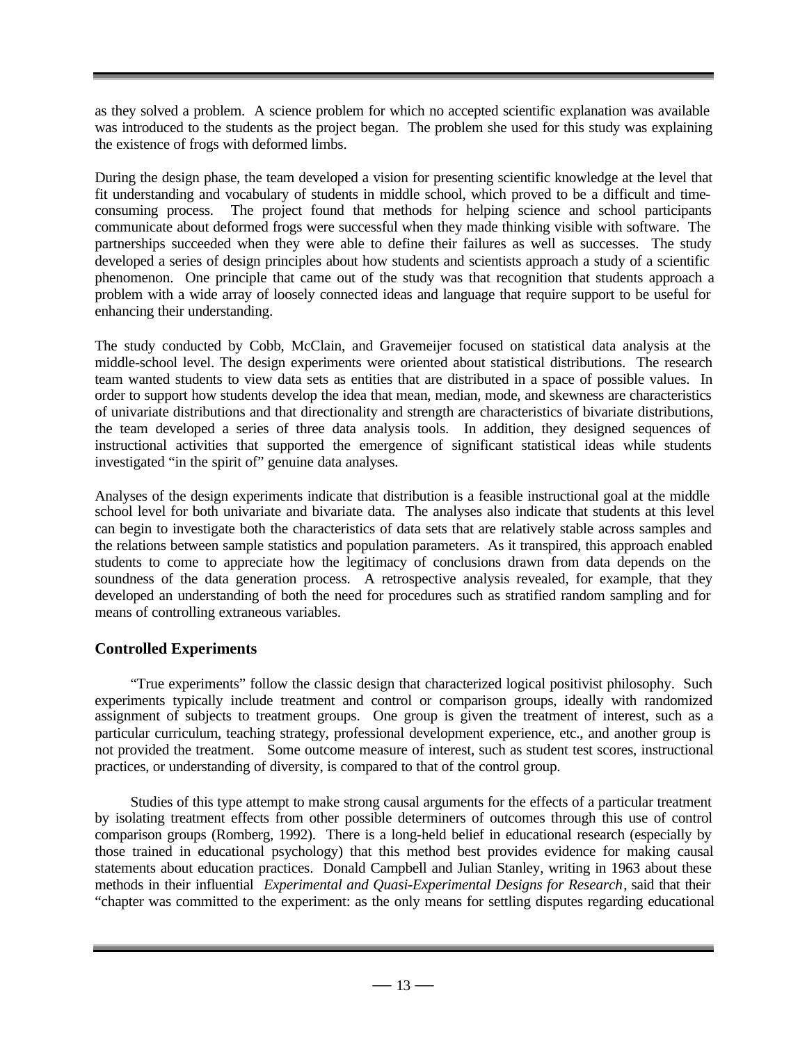as they solved a problem. A science problem for which no accepted scientific explanation was available was introduced to the students as the project began. The problem she used for this study was explaining the existence of frogs with deformed limbs.

During the design phase, the team developed a vision for presenting scientific knowledge at the level that fit understanding and vocabulary of students in middle school, which proved to be a difficult and time-consuming process. The project found that methods for helping science and school participants communicate about deformed frogs were successful when they made thinking visible with software. The partnerships succeeded when they were able to define their failures as well as successes. The study developed a series of design principles about how students and scientists approach a study of a scientific phenomenon. One principle that came out of the study was that recognition that students approach a problem with a wide array of loosely connected ideas and language that require support to be useful for enhancing their understanding.

The study conducted by Cobb, McClain, and Gravemeijer focused on statistical data analysis at the middle-school level. The design experiments were oriented about statistical distributions. The research team wanted students to view data sets as entities that are distributed in a space of possible values. In order to support how students develop the idea that mean, median, mode, and skewness are characteristics of univariate distributions and that directionality and strength are characteristics of bivariate distributions, the team developed a series of three data analysis tools. In addition, they designed sequences of instructional activities that supported the emergence of significant statistical ideas while students investigated "in the spirit of" genuine data analyses.

Analyses of the design experiments indicate that distribution is a feasible instructional goal at the middle school level for both univariate and bivariate data. The analyses also indicate that students at this level can begin to investigate both the characteristics of data sets that are relatively stable across samples and the relations between sample statistics and population parameters. As it transpired, this approach enabled students to come to appreciate how the legitimacy of conclusions drawn from data depends on the soundness of the data generation process. A retrospective analysis revealed, for example, that they developed an understanding of both the need for procedures such as stratified random sampling and for means of controlling extraneous variables.

### Controlled Experiments

"True experiments" follow the classic design that characterized logical positivist philosophy. Such experiments typically include treatment and control or comparison groups, ideally with randomized assignment of subjects to treatment groups. One group is given the treatment of interest, such as a particular curriculum, teaching strategy, professional development experience, etc., and another group is not provided the treatment. Some outcome measure of interest, such as student test scores, instructional practices, or understanding of diversity, is compared to that of the control group.

Studies of this type attempt to make strong causal arguments for the effects of a particular treatment by isolating treatment effects from other possible determiners of outcomes through this use of control comparison groups (Romberg, 1992). There is a long-held belief in educational research (especially by those trained in educational psychology) that this method best provides evidence for making causal statements about education practices. Donald Campbell and Julian Stanley, writing in 1963 about these methods in their influential *Experimental and Quasi-Experimental Designs for Research*, said that their "chapter was committed to the experiment: as the only means for settling disputes regarding educational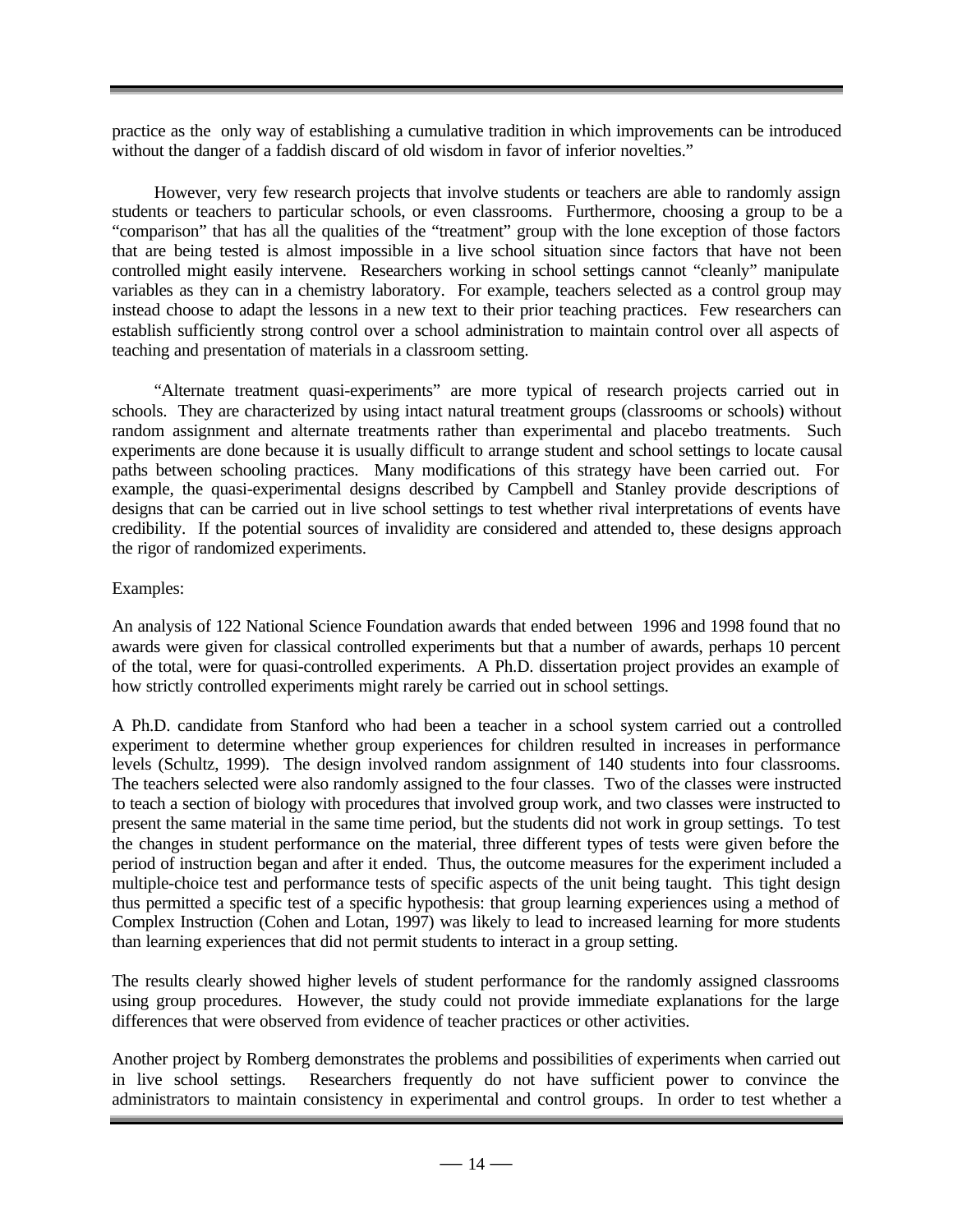practice as the only way of establishing a cumulative tradition in which improvements can be introduced without the danger of a faddish discard of old wisdom in favor of inferior novelties."

However, very few research projects that involve students or teachers are able to randomly assign students or teachers to particular schools, or even classrooms. Furthermore, choosing a group to be a "comparison" that has all the qualities of the "treatment" group with the lone exception of those factors that are being tested is almost impossible in a live school situation since factors that have not been controlled might easily intervene. Researchers working in school settings cannot "cleanly" manipulate variables as they can in a chemistry laboratory. For example, teachers selected as a control group may instead choose to adapt the lessons in a new text to their prior teaching practices. Few researchers can establish sufficiently strong control over a school administration to maintain control over all aspects of teaching and presentation of materials in a classroom setting.

"Alternate treatment quasi-experiments" are more typical of research projects carried out in schools. They are characterized by using intact natural treatment groups (classrooms or schools) without random assignment and alternate treatments rather than experimental and placebo treatments. Such experiments are done because it is usually difficult to arrange student and school settings to locate causal paths between schooling practices. Many modifications of this strategy have been carried out. For example, the quasi-experimental designs described by Campbell and Stanley provide descriptions of designs that can be carried out in live school settings to test whether rival interpretations of events have credibility. If the potential sources of invalidity are considered and attended to, these designs approach the rigor of randomized experiments.

Examples:

An analysis of 122 National Science Foundation awards that ended between 1996 and 1998 found that no awards were given for classical controlled experiments but that a number of awards, perhaps 10 percent of the total, were for quasi-controlled experiments. A Ph.D. dissertation project provides an example of how strictly controlled experiments might rarely be carried out in school settings.

A Ph.D. candidate from Stanford who had been a teacher in a school system carried out a controlled experiment to determine whether group experiences for children resulted in increases in performance levels (Schultz, 1999). The design involved random assignment of 140 students into four classrooms. The teachers selected were also randomly assigned to the four classes. Two of the classes were instructed to teach a section of biology with procedures that involved group work, and two classes were instructed to present the same material in the same time period, but the students did not work in group settings. To test the changes in student performance on the material, three different types of tests were given before the period of instruction began and after it ended. Thus, the outcome measures for the experiment included a multiple-choice test and performance tests of specific aspects of the unit being taught. This tight design thus permitted a specific test of a specific hypothesis: that group learning experiences using a method of Complex Instruction (Cohen and Lotan, 1997) was likely to lead to increased learning for more students than learning experiences that did not permit students to interact in a group setting.

The results clearly showed higher levels of student performance for the randomly assigned classrooms using group procedures. However, the study could not provide immediate explanations for the large differences that were observed from evidence of teacher practices or other activities.

Another project by Romberg demonstrates the problems and possibilities of experiments when carried out in live school settings. Researchers frequently do not have sufficient power to convince the administrators to maintain consistency in experimental and control groups. In order to test whether a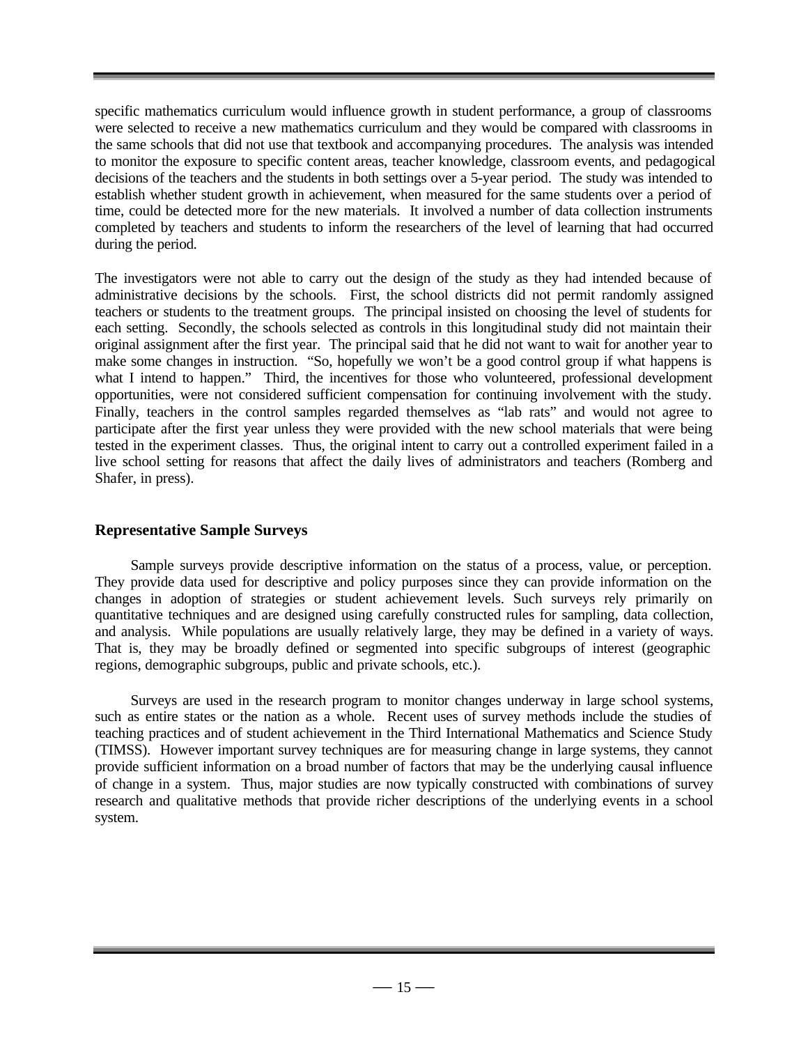specific mathematics curriculum would influence growth in student performance, a group of classrooms were selected to receive a new mathematics curriculum and they would be compared with classrooms in the same schools that did not use that textbook and accompanying procedures. The analysis was intended to monitor the exposure to specific content areas, teacher knowledge, classroom events, and pedagogical decisions of the teachers and the students in both settings over a 5-year period. The study was intended to establish whether student growth in achievement, when measured for the same students over a period of time, could be detected more for the new materials. It involved a number of data collection instruments completed by teachers and students to inform the researchers of the level of learning that had occurred during the period.

The investigators were not able to carry out the design of the study as they had intended because of administrative decisions by the schools. First, the school districts did not permit randomly assigned teachers or students to the treatment groups. The principal insisted on choosing the level of students for each setting. Secondly, the schools selected as controls in this longitudinal study did not maintain their original assignment after the first year. The principal said that he did not want to wait for another year to make some changes in instruction. "So, hopefully we won't be a good control group if what happens is what I intend to happen." Third, the incentives for those who volunteered, professional development opportunities, were not considered sufficient compensation for continuing involvement with the study. Finally, teachers in the control samples regarded themselves as "lab rats" and would not agree to participate after the first year unless they were provided with the new school materials that were being tested in the experiment classes. Thus, the original intent to carry out a controlled experiment failed in a live school setting for reasons that affect the daily lives of administrators and teachers (Romberg and Shafer, in press).

### Representative Sample Surveys

Sample surveys provide descriptive information on the status of a process, value, or perception. They provide data used for descriptive and policy purposes since they can provide information on the changes in adoption of strategies or student achievement levels. Such surveys rely primarily on quantitative techniques and are designed using carefully constructed rules for sampling, data collection, and analysis. While populations are usually relatively large, they may be defined in a variety of ways. That is, they may be broadly defined or segmented into specific subgroups of interest (geographic regions, demographic subgroups, public and private schools, etc.).

Surveys are used in the research program to monitor changes underway in large school systems, such as entire states or the nation as a whole. Recent uses of survey methods include the studies of teaching practices and of student achievement in the Third International Mathematics and Science Study (TIMSS). However important survey techniques are for measuring change in large systems, they cannot provide sufficient information on a broad number of factors that may be the underlying causal influence of change in a system. Thus, major studies are now typically constructed with combinations of survey research and qualitative methods that provide richer descriptions of the underlying events in a school system.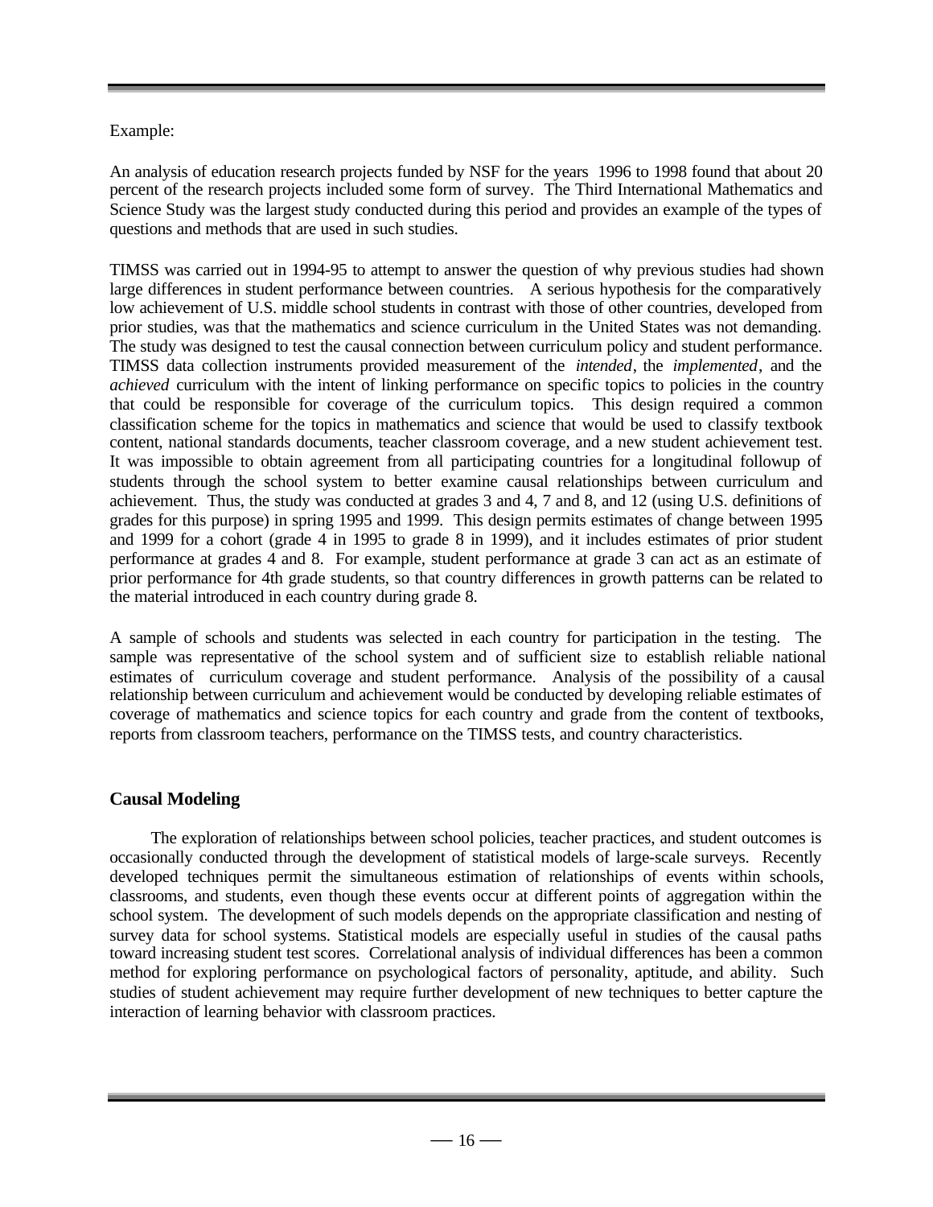Example:

An analysis of education research projects funded by NSF for the years 1996 to 1998 found that about 20 percent of the research projects included some form of survey. The Third International Mathematics and Science Study was the largest study conducted during this period and provides an example of the types of questions and methods that are used in such studies.

TIMSS was carried out in 1994-95 to attempt to answer the question of why previous studies had shown large differences in student performance between countries. A serious hypothesis for the comparatively low achievement of U.S. middle school students in contrast with those of other countries, developed from prior studies, was that the mathematics and science curriculum in the United States was not demanding. The study was designed to test the causal connection between curriculum policy and student performance. TIMSS data collection instruments provided measurement of the *intended*, the *implemented*, and the *achieved* curriculum with the intent of linking performance on specific topics to policies in the country that could be responsible for coverage of the curriculum topics. This design required a common classification scheme for the topics in mathematics and science that would be used to classify textbook content, national standards documents, teacher classroom coverage, and a new student achievement test. It was impossible to obtain agreement from all participating countries for a longitudinal followup of students through the school system to better examine causal relationships between curriculum and achievement. Thus, the study was conducted at grades 3 and 4, 7 and 8, and 12 (using U.S. definitions of grades for this purpose) in spring 1995 and 1999. This design permits estimates of change between 1995 and 1999 for a cohort (grade 4 in 1995 to grade 8 in 1999), and it includes estimates of prior student performance at grades 4 and 8. For example, student performance at grade 3 can act as an estimate of prior performance for 4th grade students, so that country differences in growth patterns can be related to the material introduced in each country during grade 8.

A sample of schools and students was selected in each country for participation in the testing. The sample was representative of the school system and of sufficient size to establish reliable national estimates of curriculum coverage and student performance. Analysis of the possibility of a causal relationship between curriculum and achievement would be conducted by developing reliable estimates of coverage of mathematics and science topics for each country and grade from the content of textbooks, reports from classroom teachers, performance on the TIMSS tests, and country characteristics.

## Causal Modeling

The exploration of relationships between school policies, teacher practices, and student outcomes is occasionally conducted through the development of statistical models of large-scale surveys. Recently developed techniques permit the simultaneous estimation of relationships of events within schools, classrooms, and students, even though these events occur at different points of aggregation within the school system. The development of such models depends on the appropriate classification and nesting of survey data for school systems. Statistical models are especially useful in studies of the causal paths toward increasing student test scores. Correlational analysis of individual differences has been a common method for exploring performance on psychological factors of personality, aptitude, and ability. Such studies of student achievement may require further development of new techniques to better capture the interaction of learning behavior with classroom practices.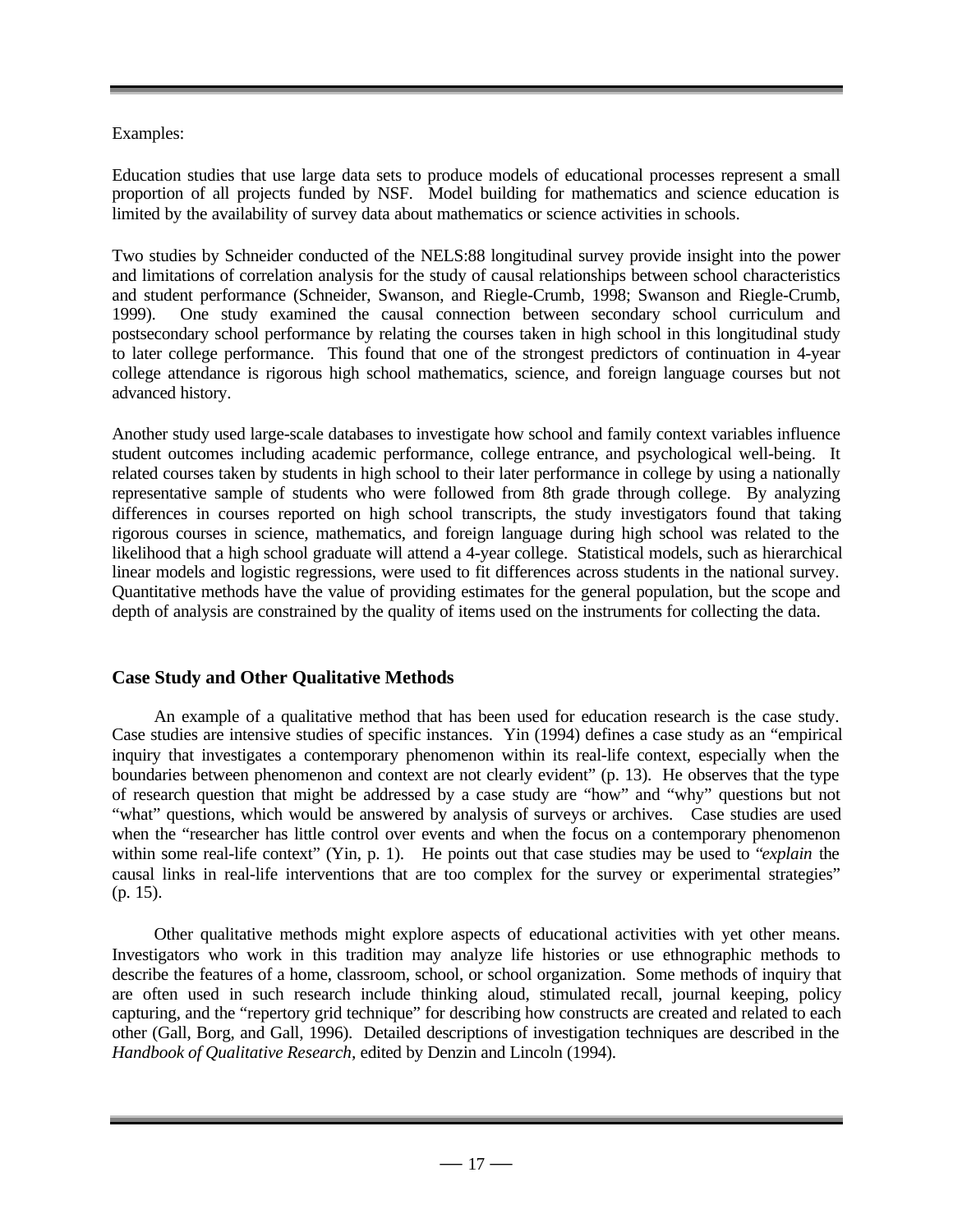Examples:

Education studies that use large data sets to produce models of educational processes represent a small proportion of all projects funded by NSF. Model building for mathematics and science education is limited by the availability of survey data about mathematics or science activities in schools.

Two studies by Schneider conducted of the NELS:88 longitudinal survey provide insight into the power and limitations of correlation analysis for the study of causal relationships between school characteristics and student performance (Schneider, Swanson, and Riegle-Crumb, 1998; Swanson and Riegle-Crumb, 1999). One study examined the causal connection between secondary school curriculum and postsecondary school performance by relating the courses taken in high school in this longitudinal study to later college performance. This found that one of the strongest predictors of continuation in 4-year college attendance is rigorous high school mathematics, science, and foreign language courses but not advanced history.

Another study used large-scale databases to investigate how school and family context variables influence student outcomes including academic performance, college entrance, and psychological well-being. It related courses taken by students in high school to their later performance in college by using a nationally representative sample of students who were followed from 8th grade through college. By analyzing differences in courses reported on high school transcripts, the study investigators found that taking rigorous courses in science, mathematics, and foreign language during high school was related to the likelihood that a high school graduate will attend a 4-year college. Statistical models, such as hierarchical linear models and logistic regressions, were used to fit differences across students in the national survey. Quantitative methods have the value of providing estimates for the general population, but the scope and depth of analysis are constrained by the quality of items used on the instruments for collecting the data.

## Case Study and Other Qualitative Methods

An example of a qualitative method that has been used for education research is the case study. Case studies are intensive studies of specific instances. Yin (1994) defines a case study as an "empirical inquiry that investigates a contemporary phenomenon within its real-life context, especially when the boundaries between phenomenon and context are not clearly evident" (p. 13). He observes that the type of research question that might be addressed by a case study are "how" and "why" questions but not "what" questions, which would be answered by analysis of surveys or archives. Case studies are used when the "researcher has little control over events and when the focus on a contemporary phenomenon within some real-life context" (Yin, p. 1). He points out that case studies may be used to "*explain* the causal links in real-life interventions that are too complex for the survey or experimental strategies" (p. 15).

Other qualitative methods might explore aspects of educational activities with yet other means. Investigators who work in this tradition may analyze life histories or use ethnographic methods to describe the features of a home, classroom, school, or school organization. Some methods of inquiry that are often used in such research include thinking aloud, stimulated recall, journal keeping, policy capturing, and the "repertory grid technique" for describing how constructs are created and related to each other (Gall, Borg, and Gall, 1996). Detailed descriptions of investigation techniques are described in the *Handbook of Qualitative Research*, edited by Denzin and Lincoln (1994).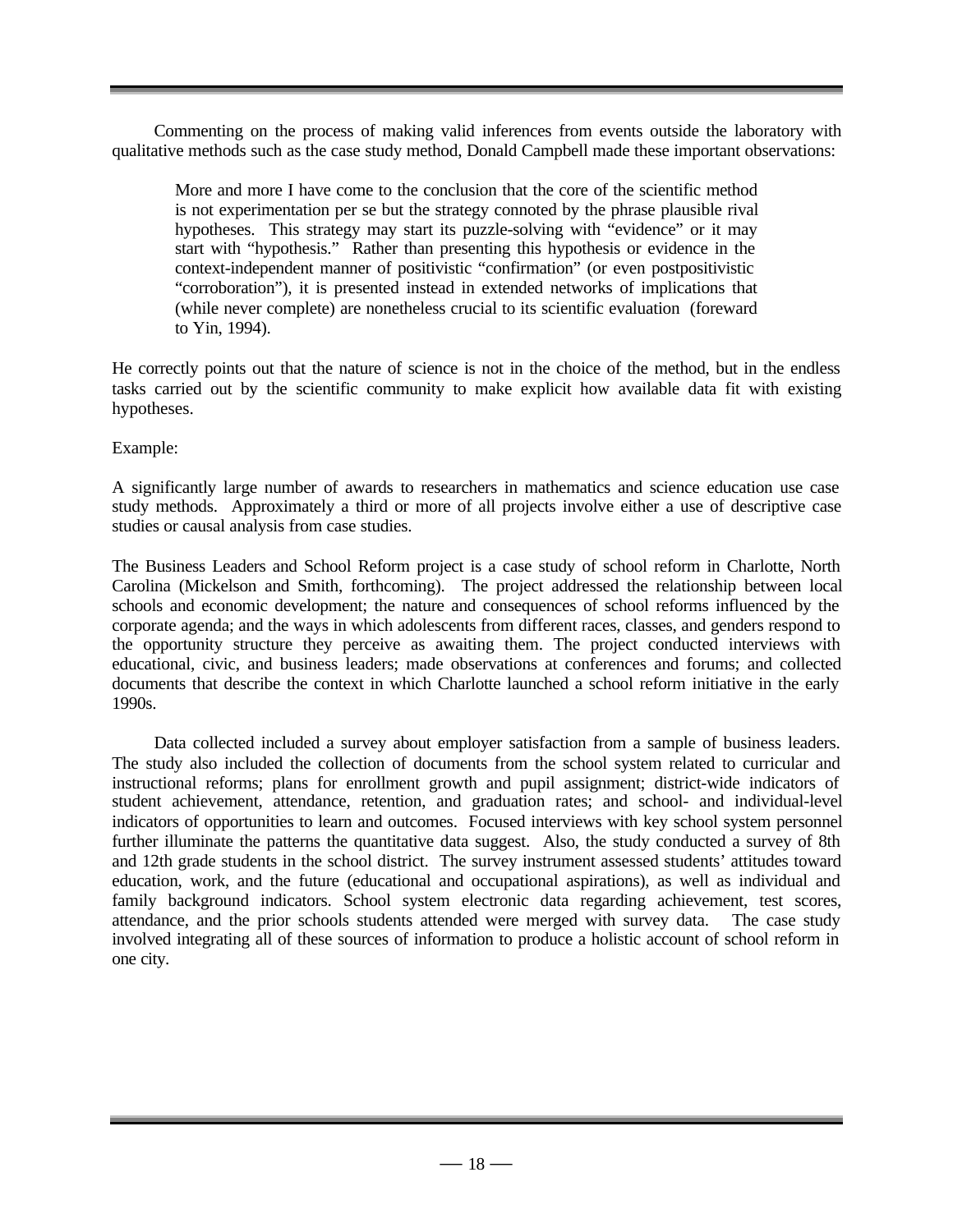Commenting on the process of making valid inferences from events outside the laboratory with qualitative methods such as the case study method, Donald Campbell made these important observations:

> More and more I have come to the conclusion that the core of the scientific method is not experimentation per se but the strategy connoted by the phrase plausible rival hypotheses. This strategy may start its puzzle-solving with "evidence" or it may start with "hypothesis." Rather than presenting this hypothesis or evidence in the context-independent manner of positivistic "confirmation" (or even postpositivistic "corroboration"), it is presented instead in extended networks of implications that (while never complete) are nonetheless crucial to its scientific evaluation (foreward to Yin, 1994).

He correctly points out that the nature of science is not in the choice of the method, but in the endless tasks carried out by the scientific community to make explicit how available data fit with existing hypotheses.

Example:

A significantly large number of awards to researchers in mathematics and science education use case study methods. Approximately a third or more of all projects involve either a use of descriptive case studies or causal analysis from case studies.

The Business Leaders and School Reform project is a case study of school reform in Charlotte, North Carolina (Mickelson and Smith, forthcoming). The project addressed the relationship between local schools and economic development; the nature and consequences of school reforms influenced by the corporate agenda; and the ways in which adolescents from different races, classes, and genders respond to the opportunity structure they perceive as awaiting them. The project conducted interviews with educational, civic, and business leaders; made observations at conferences and forums; and collected documents that describe the context in which Charlotte launched a school reform initiative in the early 1990s.

Data collected included a survey about employer satisfaction from a sample of business leaders. The study also included the collection of documents from the school system related to curricular and instructional reforms; plans for enrollment growth and pupil assignment; district-wide indicators of student achievement, attendance, retention, and graduation rates; and school- and individual-level indicators of opportunities to learn and outcomes. Focused interviews with key school system personnel further illuminate the patterns the quantitative data suggest. Also, the study conducted a survey of 8th and 12th grade students in the school district. The survey instrument assessed students' attitudes toward education, work, and the future (educational and occupational aspirations), as well as individual and family background indicators. School system electronic data regarding achievement, test scores, attendance, and the prior schools students attended were merged with survey data. The case study involved integrating all of these sources of information to produce a holistic account of school reform in one city.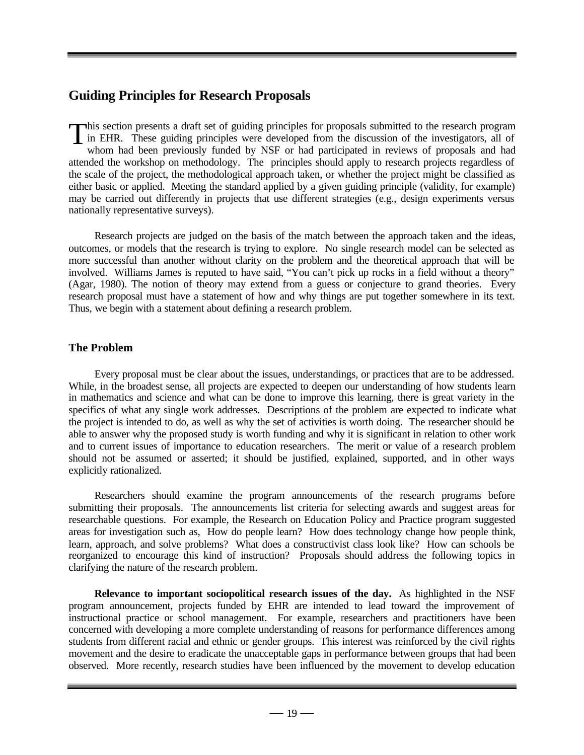## Guiding Principles for Research Proposals

This section presents a draft set of guiding principles for proposals submitted to the research program in EHR. These guiding principles were developed from the discussion of the investigators, all of whom had been previously funded by NSF or had participated in reviews of proposals and had attended the workshop on methodology. The principles should apply to research projects regardless of the scale of the project, the methodological approach taken, or whether the project might be classified as either basic or applied. Meeting the standard applied by a given guiding principle (validity, for example) may be carried out differently in projects that use different strategies (e.g., design experiments versus nationally representative surveys).

Research projects are judged on the basis of the match between the approach taken and the ideas, outcomes, or models that the research is trying to explore. No single research model can be selected as more successful than another without clarity on the problem and the theoretical approach that will be involved. Williams James is reputed to have said, "You can't pick up rocks in a field without a theory" (Agar, 1980). The notion of theory may extend from a guess or conjecture to grand theories. Every research proposal must have a statement of how and why things are put together somewhere in its text. Thus, we begin with a statement about defining a research problem.

### The Problem

Every proposal must be clear about the issues, understandings, or practices that are to be addressed. While, in the broadest sense, all projects are expected to deepen our understanding of how students learn in mathematics and science and what can be done to improve this learning, there is great variety in the specifics of what any single work addresses. Descriptions of the problem are expected to indicate what the project is intended to do, as well as why the set of activities is worth doing. The researcher should be able to answer why the proposed study is worth funding and why it is significant in relation to other work and to current issues of importance to education researchers. The merit or value of a research problem should not be assumed or asserted; it should be justified, explained, supported, and in other ways explicitly rationalized.

Researchers should examine the program announcements of the research programs before submitting their proposals. The announcements list criteria for selecting awards and suggest areas for researchable questions. For example, the Research on Education Policy and Practice program suggested areas for investigation such as, How do people learn? How does technology change how people think, learn, approach, and solve problems? What does a constructivist class look like? How can schools be reorganized to encourage this kind of instruction? Proposals should address the following topics in clarifying the nature of the research problem.

**Relevance to important sociopolitical research issues of the day.** As highlighted in the NSF program announcement, projects funded by EHR are intended to lead toward the improvement of instructional practice or school management. For example, researchers and practitioners have been concerned with developing a more complete understanding of reasons for performance differences among students from different racial and ethnic or gender groups. This interest was reinforced by the civil rights movement and the desire to eradicate the unacceptable gaps in performance between groups that had been observed. More recently, research studies have been influenced by the movement to develop education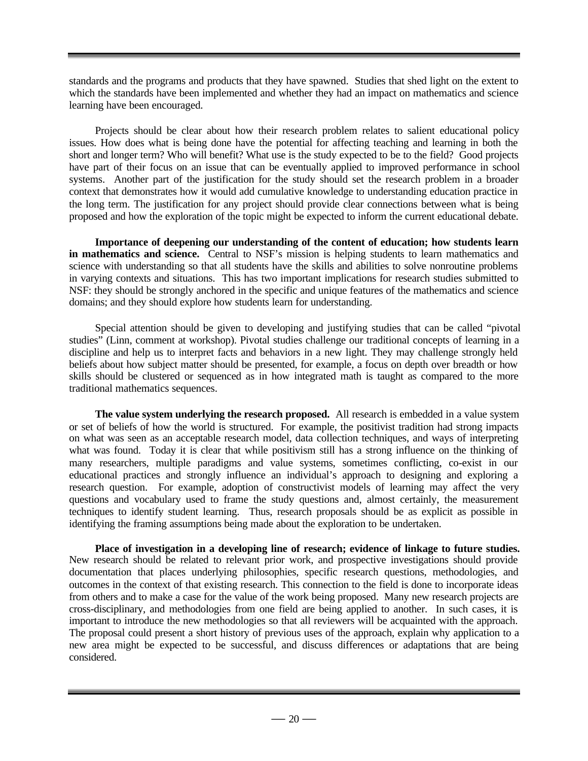standards and the programs and products that they have spawned. Studies that shed light on the extent to which the standards have been implemented and whether they had an impact on mathematics and science learning have been encouraged.

Projects should be clear about how their research problem relates to salient educational policy issues. How does what is being done have the potential for affecting teaching and learning in both the short and longer term? Who will benefit? What use is the study expected to be to the field? Good projects have part of their focus on an issue that can be eventually applied to improved performance in school systems. Another part of the justification for the study should set the research problem in a broader context that demonstrates how it would add cumulative knowledge to understanding education practice in the long term. The justification for any project should provide clear connections between what is being proposed and how the exploration of the topic might be expected to inform the current educational debate.

**Importance of deepening our understanding of the content of education; how students learn in mathematics and science.** Central to NSF's mission is helping students to learn mathematics and science with understanding so that all students have the skills and abilities to solve nonroutine problems in varying contexts and situations. This has two important implications for research studies submitted to NSF: they should be strongly anchored in the specific and unique features of the mathematics and science domains; and they should explore how students learn for understanding.

Special attention should be given to developing and justifying studies that can be called "pivotal studies" (Linn, comment at workshop). Pivotal studies challenge our traditional concepts of learning in a discipline and help us to interpret facts and behaviors in a new light. They may challenge strongly held beliefs about how subject matter should be presented, for example, a focus on depth over breadth or how skills should be clustered or sequenced as in how integrated math is taught as compared to the more traditional mathematics sequences.

**The value system underlying the research proposed.** All research is embedded in a value system or set of beliefs of how the world is structured. For example, the positivist tradition had strong impacts on what was seen as an acceptable research model, data collection techniques, and ways of interpreting what was found. Today it is clear that while positivism still has a strong influence on the thinking of many researchers, multiple paradigms and value systems, sometimes conflicting, co-exist in our educational practices and strongly influence an individual's approach to designing and exploring a research question. For example, adoption of constructivist models of learning may affect the very questions and vocabulary used to frame the study questions and, almost certainly, the measurement techniques to identify student learning. Thus, research proposals should be as explicit as possible in identifying the framing assumptions being made about the exploration to be undertaken.

**Place of investigation in a developing line of research; evidence of linkage to future studies.** New research should be related to relevant prior work, and prospective investigations should provide documentation that places underlying philosophies, specific research questions, methodologies, and outcomes in the context of that existing research. This connection to the field is done to incorporate ideas from others and to make a case for the value of the work being proposed. Many new research projects are cross-disciplinary, and methodologies from one field are being applied to another. In such cases, it is important to introduce the new methodologies so that all reviewers will be acquainted with the approach. The proposal could present a short history of previous uses of the approach, explain why application to a new area might be expected to be successful, and discuss differences or adaptations that are being considered.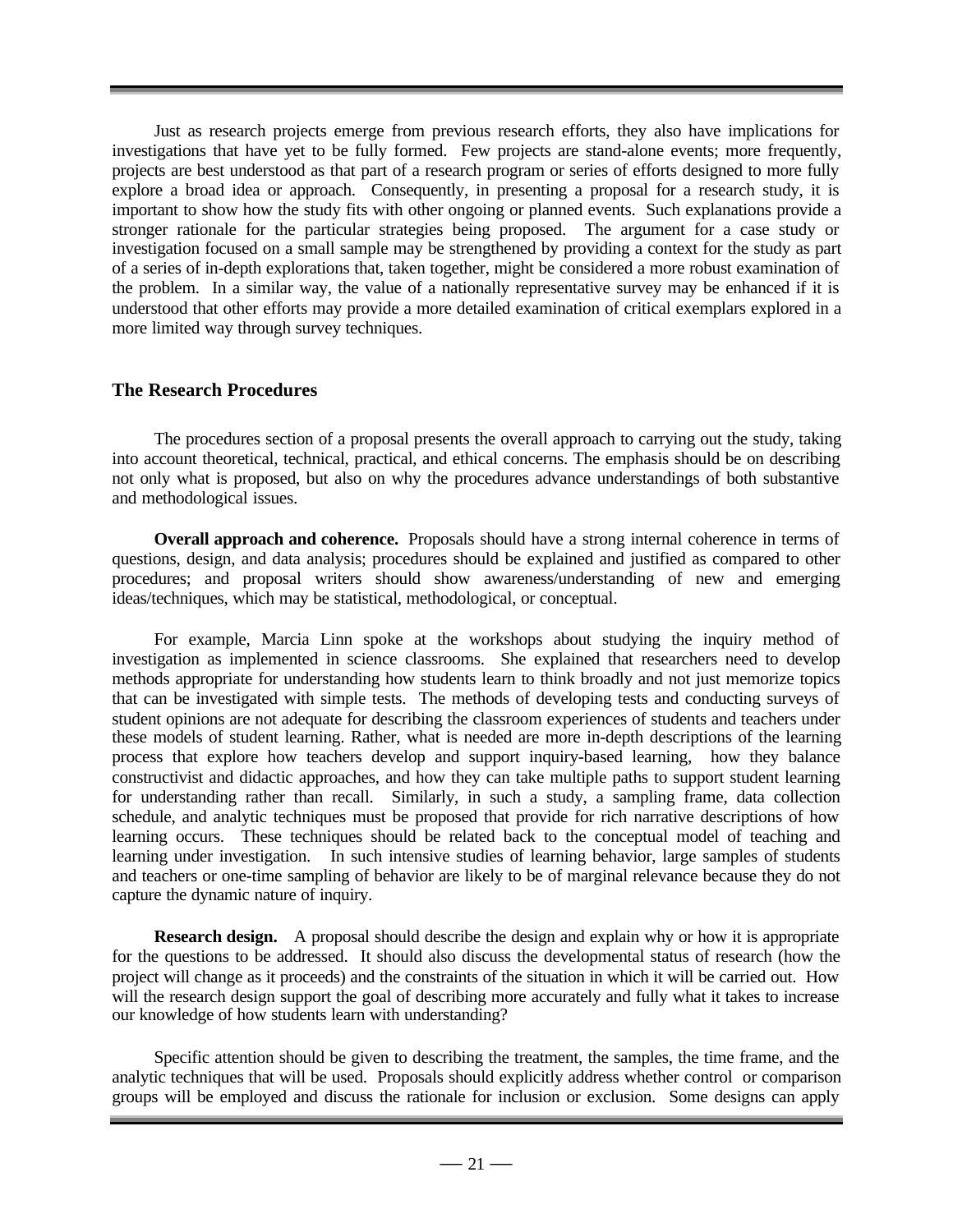Just as research projects emerge from previous research efforts, they also have implications for investigations that have yet to be fully formed. Few projects are stand-alone events; more frequently, projects are best understood as that part of a research program or series of efforts designed to more fully explore a broad idea or approach. Consequently, in presenting a proposal for a research study, it is important to show how the study fits with other ongoing or planned events. Such explanations provide a stronger rationale for the particular strategies being proposed. The argument for a case study or investigation focused on a small sample may be strengthened by providing a context for the study as part of a series of in-depth explorations that, taken together, might be considered a more robust examination of the problem. In a similar way, the value of a nationally representative survey may be enhanced if it is understood that other efforts may provide a more detailed examination of critical exemplars explored in a more limited way through survey techniques.

## The Research Procedures

The procedures section of a proposal presents the overall approach to carrying out the study, taking into account theoretical, technical, practical, and ethical concerns. The emphasis should be on describing not only what is proposed, but also on why the procedures advance understandings of both substantive and methodological issues.

**Overall approach and coherence.** Proposals should have a strong internal coherence in terms of questions, design, and data analysis; procedures should be explained and justified as compared to other procedures; and proposal writers should show awareness/understanding of new and emerging ideas/techniques, which may be statistical, methodological, or conceptual.

For example, Marcia Linn spoke at the workshops about studying the inquiry method of investigation as implemented in science classrooms. She explained that researchers need to develop methods appropriate for understanding how students learn to think broadly and not just memorize topics that can be investigated with simple tests. The methods of developing tests and conducting surveys of student opinions are not adequate for describing the classroom experiences of students and teachers under these models of student learning. Rather, what is needed are more in-depth descriptions of the learning process that explore how teachers develop and support inquiry-based learning, how they balance constructivist and didactic approaches, and how they can take multiple paths to support student learning for understanding rather than recall. Similarly, in such a study, a sampling frame, data collection schedule, and analytic techniques must be proposed that provide for rich narrative descriptions of how learning occurs. These techniques should be related back to the conceptual model of teaching and learning under investigation. In such intensive studies of learning behavior, large samples of students and teachers or one-time sampling of behavior are likely to be of marginal relevance because they do not capture the dynamic nature of inquiry.

**Research design.** A proposal should describe the design and explain why or how it is appropriate for the questions to be addressed. It should also discuss the developmental status of research (how the project will change as it proceeds) and the constraints of the situation in which it will be carried out. How will the research design support the goal of describing more accurately and fully what it takes to increase our knowledge of how students learn with understanding?

Specific attention should be given to describing the treatment, the samples, the time frame, and the analytic techniques that will be used. Proposals should explicitly address whether control or comparison groups will be employed and discuss the rationale for inclusion or exclusion. Some designs can apply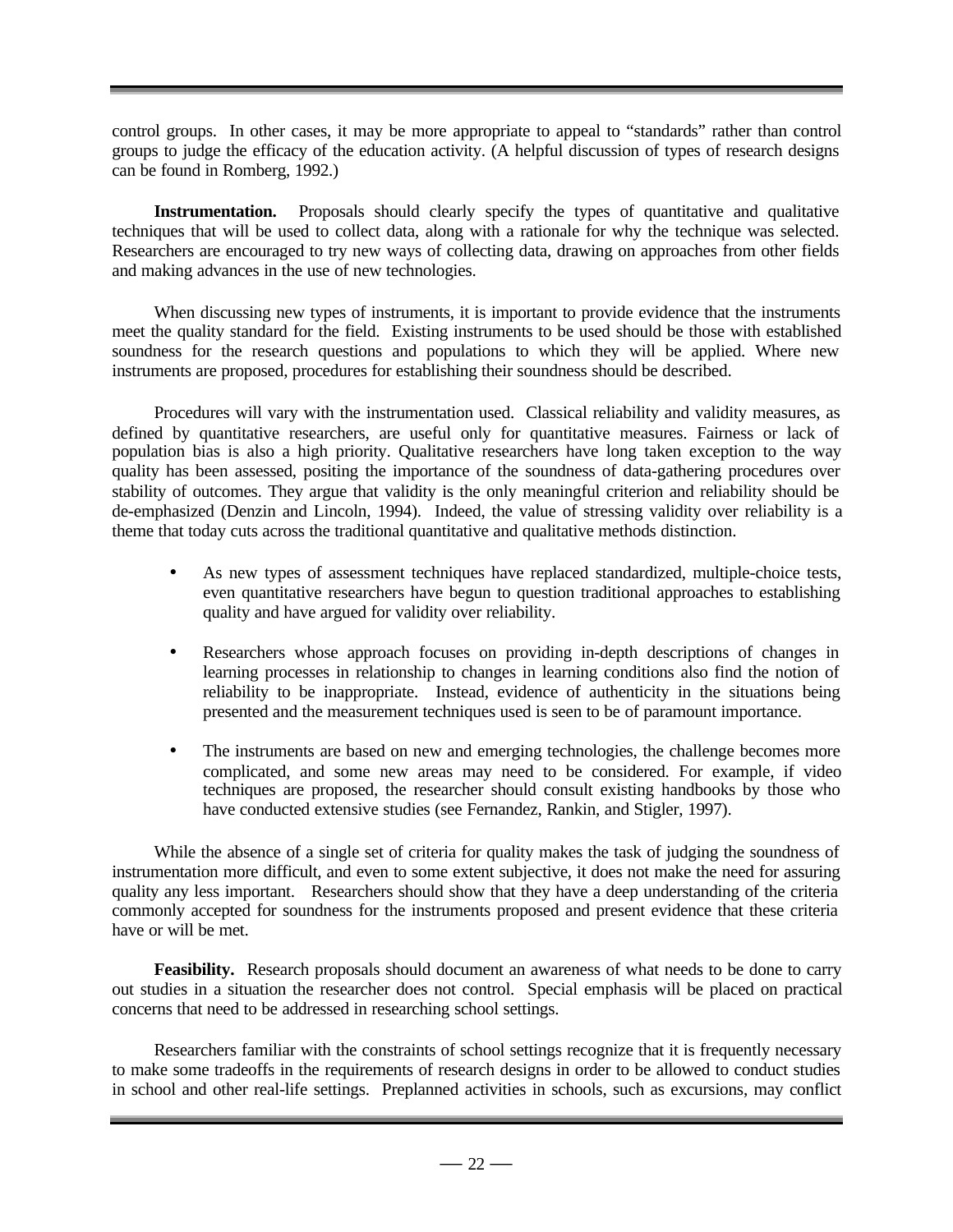control groups. In other cases, it may be more appropriate to appeal to "standards" rather than control groups to judge the efficacy of the education activity. (A helpful discussion of types of research designs can be found in Romberg, 1992.)

**Instrumentation.** Proposals should clearly specify the types of quantitative and qualitative techniques that will be used to collect data, along with a rationale for why the technique was selected. Researchers are encouraged to try new ways of collecting data, drawing on approaches from other fields and making advances in the use of new technologies.

When discussing new types of instruments, it is important to provide evidence that the instruments meet the quality standard for the field. Existing instruments to be used should be those with established soundness for the research questions and populations to which they will be applied. Where new instruments are proposed, procedures for establishing their soundness should be described.

Procedures will vary with the instrumentation used. Classical reliability and validity measures, as defined by quantitative researchers, are useful only for quantitative measures. Fairness or lack of population bias is also a high priority. Qualitative researchers have long taken exception to the way quality has been assessed, positing the importance of the soundness of data-gathering procedures over stability of outcomes. They argue that validity is the only meaningful criterion and reliability should be de-emphasized (Denzin and Lincoln, 1994). Indeed, the value of stressing validity over reliability is a theme that today cuts across the traditional quantitative and qualitative methods distinction.

- As new types of assessment techniques have replaced standardized, multiple-choice tests, even quantitative researchers have begun to question traditional approaches to establishing quality and have argued for validity over reliability.

- Researchers whose approach focuses on providing in-depth descriptions of changes in learning processes in relationship to changes in learning conditions also find the notion of reliability to be inappropriate. Instead, evidence of authenticity in the situations being presented and the measurement techniques used is seen to be of paramount importance.

- The instruments are based on new and emerging technologies, the challenge becomes more complicated, and some new areas may need to be considered. For example, if video techniques are proposed, the researcher should consult existing handbooks by those who have conducted extensive studies (see Fernandez, Rankin, and Stigler, 1997).

While the absence of a single set of criteria for quality makes the task of judging the soundness of instrumentation more difficult, and even to some extent subjective, it does not make the need for assuring quality any less important. Researchers should show that they have a deep understanding of the criteria commonly accepted for soundness for the instruments proposed and present evidence that these criteria have or will be met.

**Feasibility.** Research proposals should document an awareness of what needs to be done to carry out studies in a situation the researcher does not control. Special emphasis will be placed on practical concerns that need to be addressed in researching school settings.

Researchers familiar with the constraints of school settings recognize that it is frequently necessary to make some tradeoffs in the requirements of research designs in order to be allowed to conduct studies in school and other real-life settings. Preplanned activities in schools, such as excursions, may conflict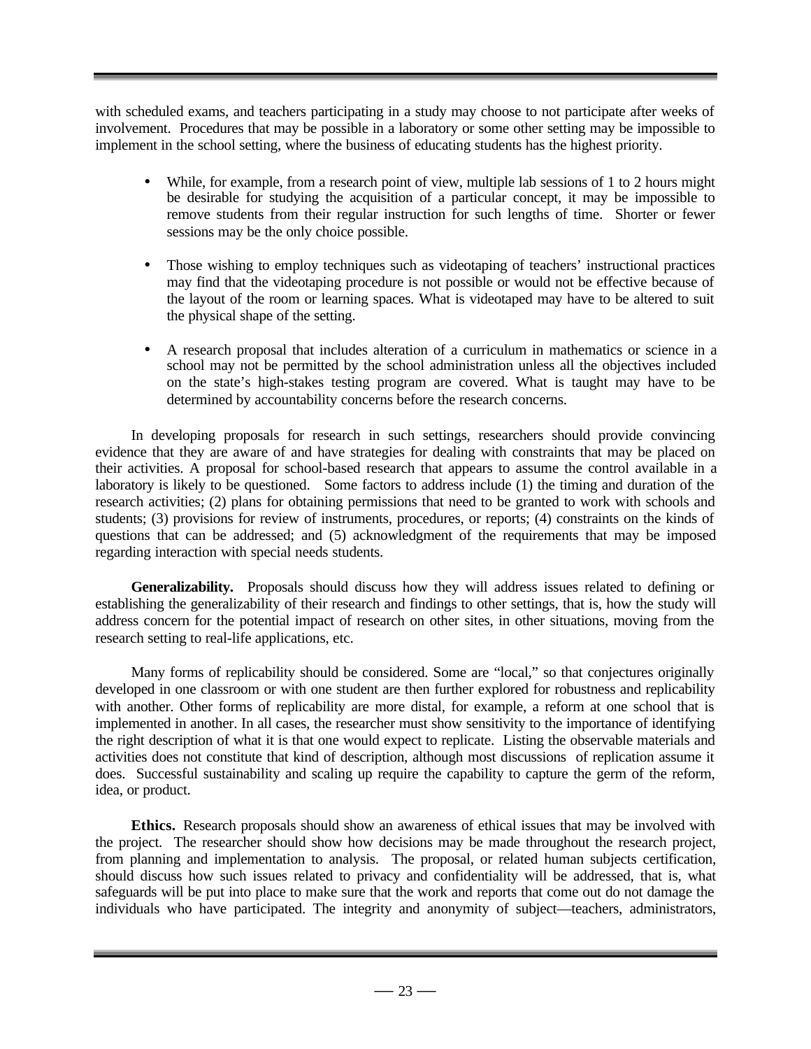with scheduled exams, and teachers participating in a study may choose to not participate after weeks of involvement. Procedures that may be possible in a laboratory or some other setting may be impossible to implement in the school setting, where the business of educating students has the highest priority.

- While, for example, from a research point of view, multiple lab sessions of 1 to 2 hours might be desirable for studying the acquisition of a particular concept, it may be impossible to remove students from their regular instruction for such lengths of time. Shorter or fewer sessions may be the only choice possible.

- Those wishing to employ techniques such as videotaping of teachers' instructional practices may find that the videotaping procedure is not possible or would not be effective because of the layout of the room or learning spaces. What is videotaped may have to be altered to suit the physical shape of the setting.

- A research proposal that includes alteration of a curriculum in mathematics or science in a school may not be permitted by the school administration unless all the objectives included on the state's high-stakes testing program are covered. What is taught may have to be determined by accountability concerns before the research concerns.

In developing proposals for research in such settings, researchers should provide convincing evidence that they are aware of and have strategies for dealing with constraints that may be placed on their activities. A proposal for school-based research that appears to assume the control available in a laboratory is likely to be questioned. Some factors to address include (1) the timing and duration of the research activities; (2) plans for obtaining permissions that need to be granted to work with schools and students; (3) provisions for review of instruments, procedures, or reports; (4) constraints on the kinds of questions that can be addressed; and (5) acknowledgment of the requirements that may be imposed regarding interaction with special needs students.

**Generalizability.** Proposals should discuss how they will address issues related to defining or establishing the generalizability of their research and findings to other settings, that is, how the study will address concern for the potential impact of research on other sites, in other situations, moving from the research setting to real-life applications, etc.

Many forms of replicability should be considered. Some are "local," so that conjectures originally developed in one classroom or with one student are then further explored for robustness and replicability with another. Other forms of replicability are more distal, for example, a reform at one school that is implemented in another. In all cases, the researcher must show sensitivity to the importance of identifying the right description of what it is that one would expect to replicate. Listing the observable materials and activities does not constitute that kind of description, although most discussions of replication assume it does. Successful sustainability and scaling up require the capability to capture the germ of the reform, idea, or product.

**Ethics.** Research proposals should show an awareness of ethical issues that may be involved with the project. The researcher should show how decisions may be made throughout the research project, from planning and implementation to analysis. The proposal, or related human subjects certification, should discuss how such issues related to privacy and confidentiality will be addressed, that is, what safeguards will be put into place to make sure that the work and reports that come out do not damage the individuals who have participated. The integrity and anonymity of subject—teachers, administrators,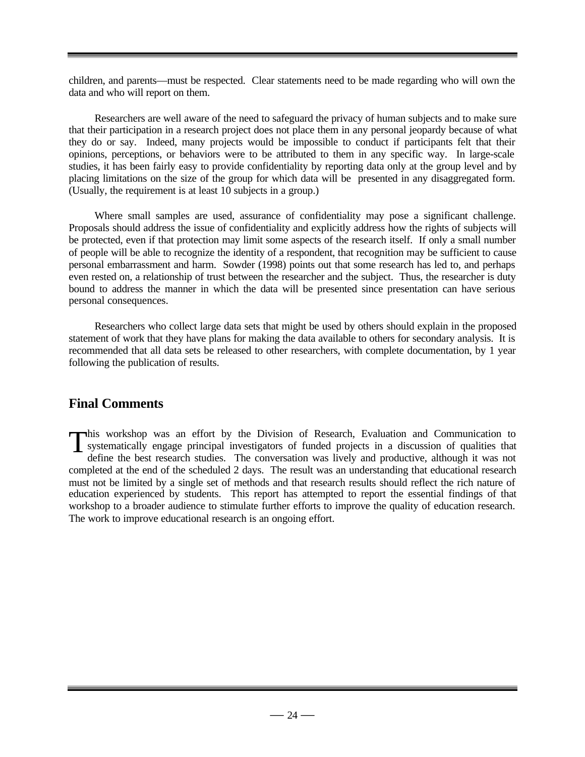children, and parents—must be respected. Clear statements need to be made regarding who will own the data and who will report on them.

Researchers are well aware of the need to safeguard the privacy of human subjects and to make sure that their participation in a research project does not place them in any personal jeopardy because of what they do or say. Indeed, many projects would be impossible to conduct if participants felt that their opinions, perceptions, or behaviors were to be attributed to them in any specific way. In large-scale studies, it has been fairly easy to provide confidentiality by reporting data only at the group level and by placing limitations on the size of the group for which data will be presented in any disaggregated form. (Usually, the requirement is at least 10 subjects in a group.)

Where small samples are used, assurance of confidentiality may pose a significant challenge. Proposals should address the issue of confidentiality and explicitly address how the rights of subjects will be protected, even if that protection may limit some aspects of the research itself. If only a small number of people will be able to recognize the identity of a respondent, that recognition may be sufficient to cause personal embarrassment and harm. Sowder (1998) points out that some research has led to, and perhaps even rested on, a relationship of trust between the researcher and the subject. Thus, the researcher is duty bound to address the manner in which the data will be presented since presentation can have serious personal consequences.

Researchers who collect large data sets that might be used by others should explain in the proposed statement of work that they have plans for making the data available to others for secondary analysis. It is recommended that all data sets be released to other researchers, with complete documentation, by 1 year following the publication of results.

## Final Comments

This workshop was an effort by the Division of Research, Evaluation and Communication to systematically engage principal investigators of funded projects in a discussion of qualities that define the best research studies. The conversation was lively and productive, although it was not completed at the end of the scheduled 2 days. The result was an understanding that educational research must not be limited by a single set of methods and that research results should reflect the rich nature of education experienced by students. This report has attempted to report the essential findings of that workshop to a broader audience to stimulate further efforts to improve the quality of education research. The work to improve educational research is an ongoing effort.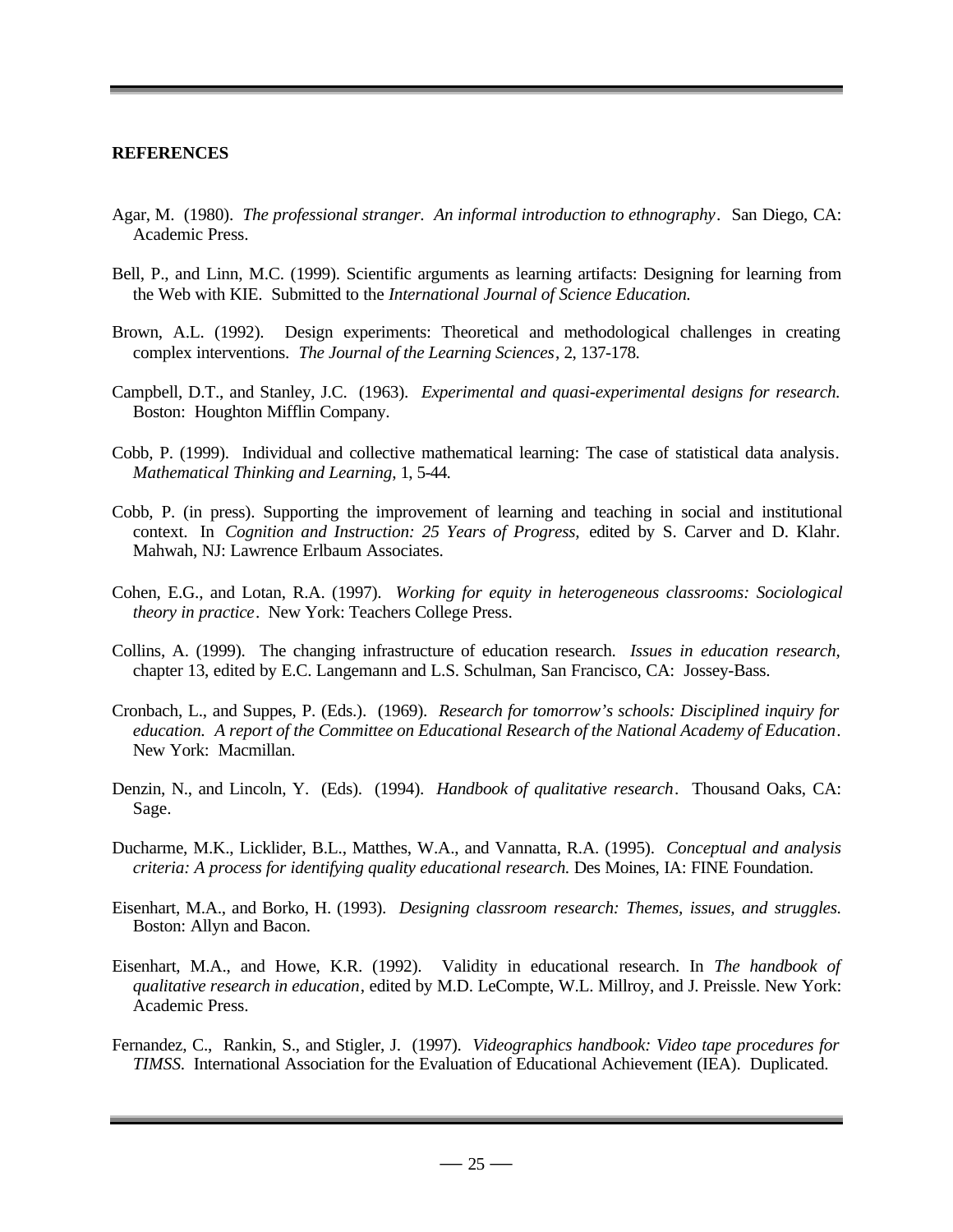**REFERENCES**

Agar, M. (1980). *The professional stranger. An informal introduction to ethnography*. San Diego, CA: Academic Press.

Bell, P., and Linn, M.C. (1999). Scientific arguments as learning artifacts: Designing for learning from the Web with KIE. Submitted to the *International Journal of Science Education.*

Brown, A.L. (1992). Design experiments: Theoretical and methodological challenges in creating complex interventions. *The Journal of the Learning Sciences*, 2, 137-178.

Campbell, D.T., and Stanley, J.C. (1963). *Experimental and quasi-experimental designs for research.* Boston: Houghton Mifflin Company.

Cobb, P. (1999). Individual and collective mathematical learning: The case of statistical data analysis. *Mathematical Thinking and Learning,* 1, 5-44.

Cobb, P. (in press). Supporting the improvement of learning and teaching in social and institutional context. In *Cognition and Instruction: 25 Years of Progress,* edited by S. Carver and D. Klahr. Mahwah, NJ: Lawrence Erlbaum Associates.

Cohen, E.G., and Lotan, R.A. (1997). *Working for equity in heterogeneous classrooms: Sociological theory in practice*. New York: Teachers College Press.

Collins, A. (1999). The changing infrastructure of education research. *Issues in education research,* chapter 13, edited by E.C. Langemann and L.S. Schulman, San Francisco, CA: Jossey-Bass.

Cronbach, L., and Suppes, P. (Eds.). (1969). *Research for tomorrow's schools: Disciplined inquiry for education. A report of the Committee on Educational Research of the National Academy of Education*. New York: Macmillan.

Denzin, N., and Lincoln, Y. (Eds). (1994). *Handbook of qualitative research*. Thousand Oaks, CA: Sage.

Ducharme, M.K., Licklider, B.L., Matthes, W.A., and Vannatta, R.A. (1995). *Conceptual and analysis criteria: A process for identifying quality educational research.* Des Moines, IA: FINE Foundation.

Eisenhart, M.A., and Borko, H. (1993). *Designing classroom research: Themes, issues, and struggles.* Boston: Allyn and Bacon.

Eisenhart, M.A., and Howe, K.R. (1992). Validity in educational research. In *The handbook of qualitative research in education*, edited by M.D. LeCompte, W.L. Millroy, and J. Preissle. New York: Academic Press.

Fernandez, C., Rankin, S., and Stigler, J. (1997). *Videographics handbook: Video tape procedures for TIMSS.* International Association for the Evaluation of Educational Achievement (IEA). Duplicated.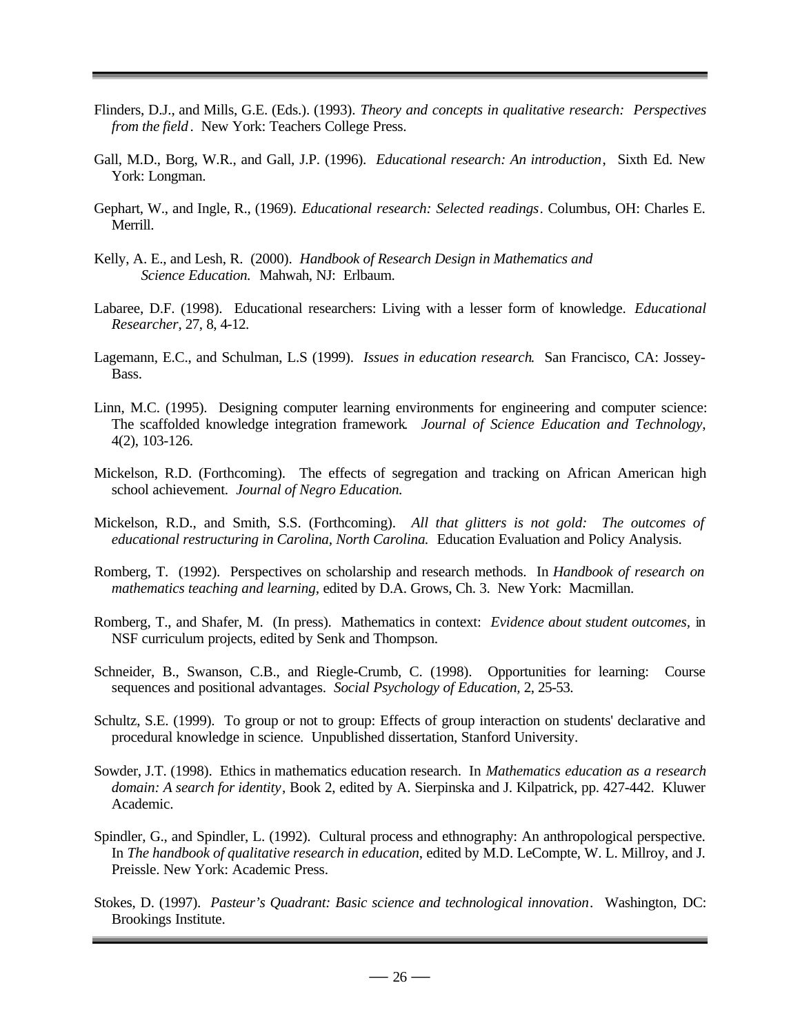Flinders, D.J., and Mills, G.E. (Eds.). (1993). *Theory and concepts in qualitative research: Perspectives from the field*. New York: Teachers College Press.

Gall, M.D., Borg, W.R., and Gall, J.P. (1996). *Educational research: An introduction*, Sixth Ed. New York: Longman.

Gephart, W., and Ingle, R., (1969). *Educational research: Selected readings*. Columbus, OH: Charles E. Merrill.

Kelly, A. E., and Lesh, R. (2000). *Handbook of Research Design in Mathematics and Science Education.* Mahwah, NJ: Erlbaum.

Labaree, D.F. (1998). Educational researchers: Living with a lesser form of knowledge. *Educational Researcher*, 27, 8, 4-12.

Lagemann, E.C., and Schulman, L.S (1999). *Issues in education research*. San Francisco, CA: Jossey-Bass.

Linn, M.C. (1995). Designing computer learning environments for engineering and computer science: The scaffolded knowledge integration framework. *Journal of Science Education and Technology*, 4(2), 103-126.

Mickelson, R.D. (Forthcoming). The effects of segregation and tracking on African American high school achievement. *Journal of Negro Education.*

Mickelson, R.D., and Smith, S.S. (Forthcoming). *All that glitters is not gold: The outcomes of educational restructuring in Carolina, North Carolina.* Education Evaluation and Policy Analysis.

Romberg, T. (1992). Perspectives on scholarship and research methods. In *Handbook of research on mathematics teaching and learning,* edited by D.A. Grows, Ch. 3. New York: Macmillan.

Romberg, T., and Shafer, M. (In press). Mathematics in context: *Evidence about student outcomes*, in NSF curriculum projects, edited by Senk and Thompson.

Schneider, B., Swanson, C.B., and Riegle-Crumb, C. (1998). Opportunities for learning: Course sequences and positional advantages. *Social Psychology of Education,* 2, 25-53.

Schultz, S.E. (1999). To group or not to group: Effects of group interaction on students' declarative and procedural knowledge in science. Unpublished dissertation, Stanford University.

Sowder, J.T. (1998). Ethics in mathematics education research. In *Mathematics education as a research domain: A search for identity*, Book 2, edited by A. Sierpinska and J. Kilpatrick, pp. 427-442. Kluwer Academic.

Spindler, G., and Spindler, L. (1992). Cultural process and ethnography: An anthropological perspective. In *The handbook of qualitative research in education,* edited by M.D. LeCompte, W. L. Millroy, and J. Preissle. New York: Academic Press.

Stokes, D. (1997). *Pasteur's Quadrant: Basic science and technological innovation*. Washington, DC: Brookings Institute.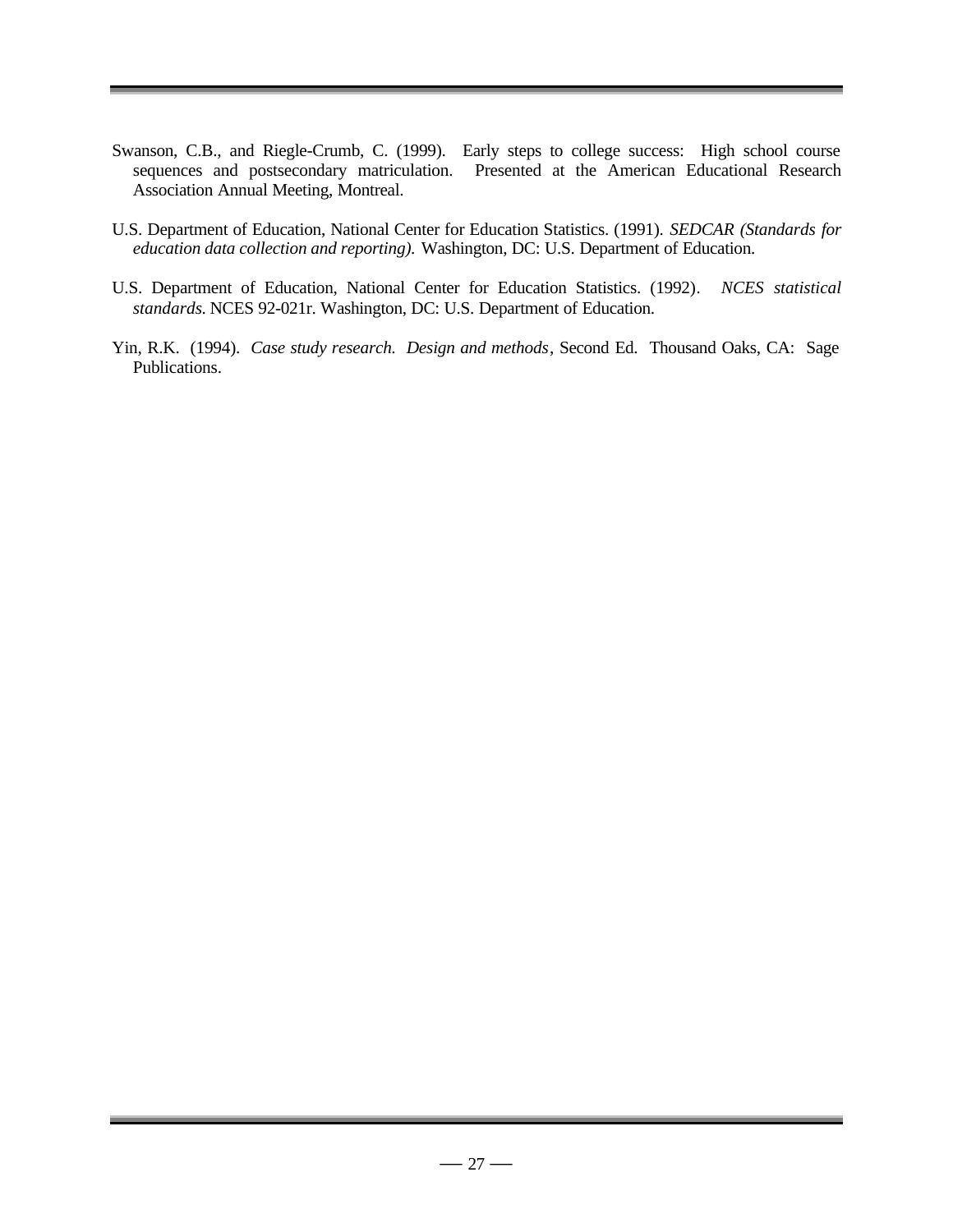Swanson, C.B., and Riegle-Crumb, C. (1999). Early steps to college success: High school course sequences and postsecondary matriculation. Presented at the American Educational Research Association Annual Meeting, Montreal.

U.S. Department of Education, National Center for Education Statistics. (1991). *SEDCAR (Standards for education data collection and reporting).* Washington, DC: U.S. Department of Education.

U.S. Department of Education, National Center for Education Statistics. (1992). *NCES statistical standards.* NCES 92-021r. Washington, DC: U.S. Department of Education.

Yin, R.K. (1994). *Case study research. Design and methods*, Second Ed. Thousand Oaks, CA: Sage Publications.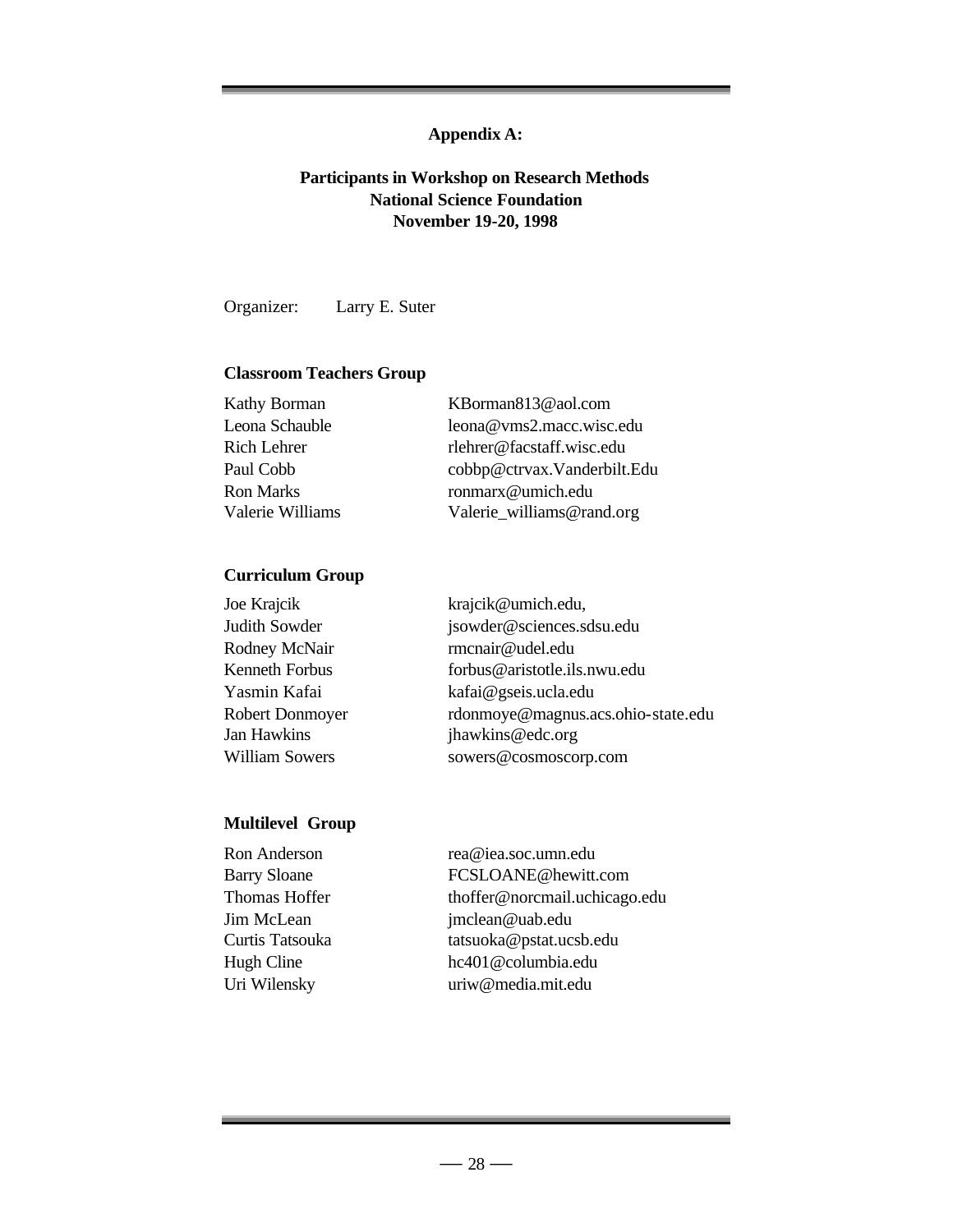## Appendix A:

### Participants in Workshop on Research Methods
### National Science Foundation
### November 19-20, 1998

Organizer: Larry E. Suter

**Classroom Teachers Group**

| | |
|---|---|
| Kathy Borman | KBorman813@aol.com |
| Leona Schauble | leona@vms2.macc.wisc.edu |
| Rich Lehrer | rlehrer@facstaff.wisc.edu |
| Paul Cobb | cobbp@ctrvax.Vanderbilt.Edu |
| Ron Marks | ronmarx@umich.edu |
| Valerie Williams | Valerie_williams@rand.org |

**Curriculum Group**

| | |
|---|---|
| Joe Krajcik | krajcik@umich.edu, |
| Judith Sowder | jsowder@sciences.sdsu.edu |
| Rodney McNair | rmcnair@udel.edu |
| Kenneth Forbus | forbus@aristotle.ils.nwu.edu |
| Yasmin Kafai | kafai@gseis.ucla.edu |
| Robert Donmoyer | rdonmoye@magnus.acs.ohio-state.edu |
| Jan Hawkins | jhawkins@edc.org |
| William Sowers | sowers@cosmoscorp.com |

**Multilevel Group**

| | |
|---|---|
| Ron Anderson | rea@iea.soc.umn.edu |
| Barry Sloane | FCSLOANE@hewitt.com |
| Thomas Hoffer | thoffer@norcmail.uchicago.edu |
| Jim McLean | jmclean@uab.edu |
| Curtis Tatsouka | tatsuoka@pstat.ucsb.edu |
| Hugh Cline | hc401@columbia.edu |
| Uri Wilensky | uriw@media.mit.edu |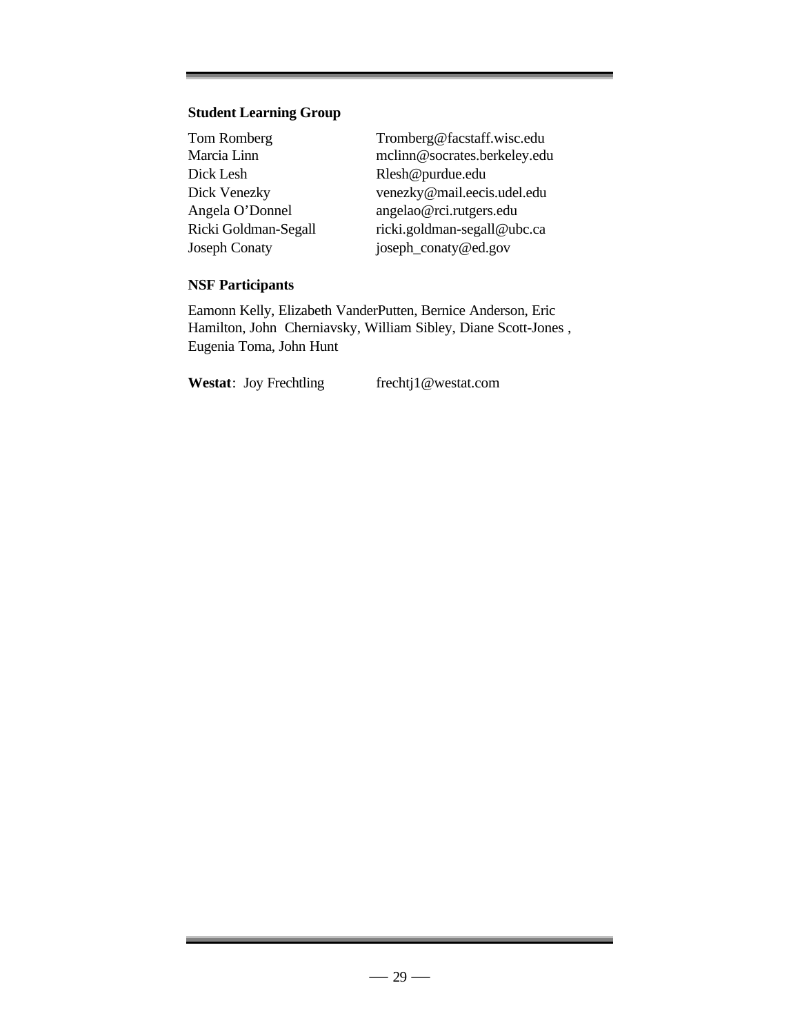### Student Learning Group

| | |
|---|---|
| Tom Romberg | Tromberg@facstaff.wisc.edu |
| Marcia Linn | mclinn@socrates.berkeley.edu |
| Dick Lesh | Rlesh@purdue.edu |
| Dick Venezky | venezky@mail.eecis.udel.edu |
| Angela O'Donnel | angelao@rci.rutgers.edu |
| Ricki Goldman-Segall | ricki.goldman-segall@ubc.ca |
| Joseph Conaty | joseph_conaty@ed.gov |

### NSF Participants

Eamonn Kelly, Elizabeth VanderPutten, Bernice Anderson, Eric Hamilton, John Cherniavsky, William Sibley, Diane Scott-Jones , Eugenia Toma, John Hunt

**Westat**: Joy Frechtling frechtj1@westat.com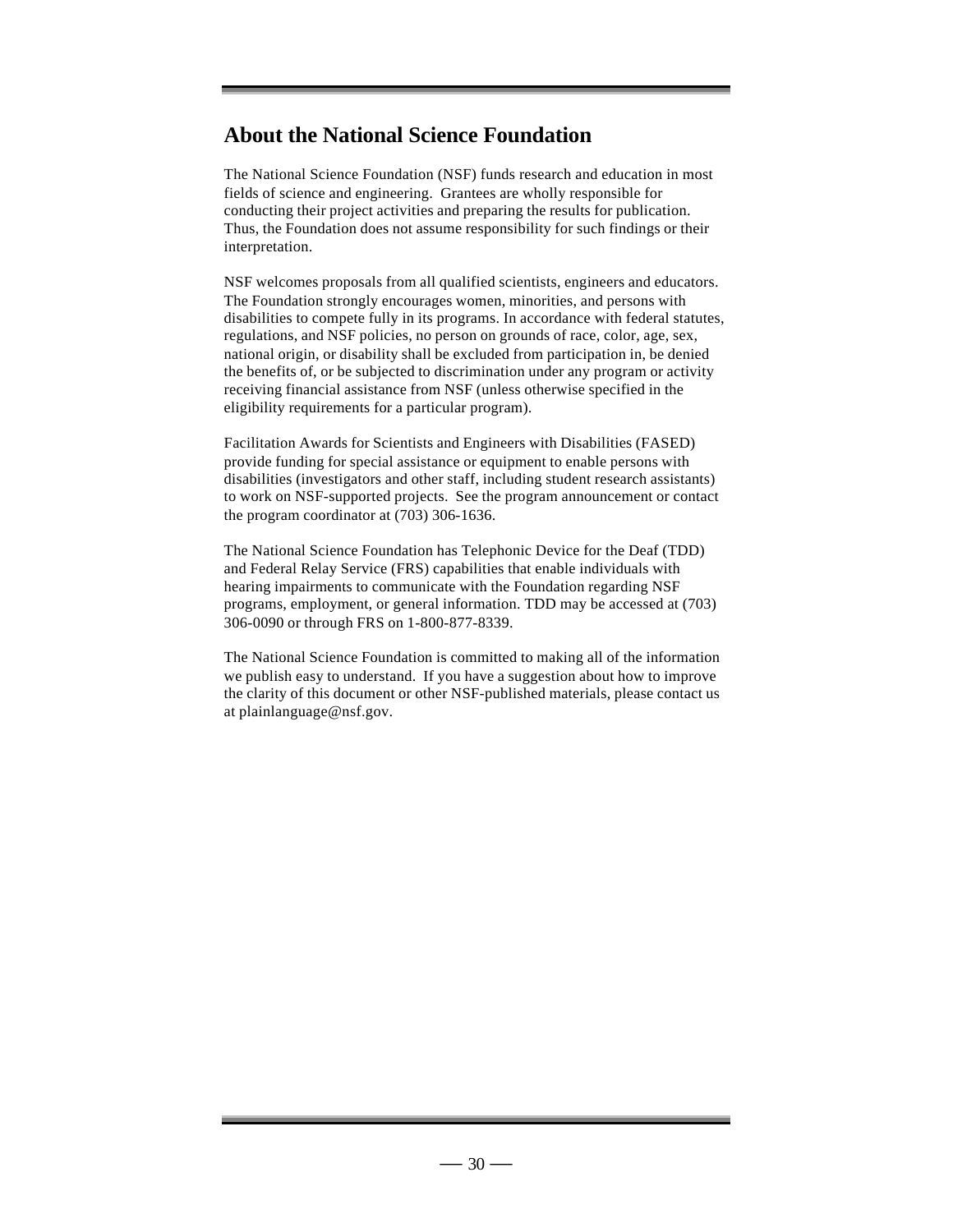# About the National Science Foundation

The National Science Foundation (NSF) funds research and education in most fields of science and engineering. Grantees are wholly responsible for conducting their project activities and preparing the results for publication. Thus, the Foundation does not assume responsibility for such findings or their interpretation.

NSF welcomes proposals from all qualified scientists, engineers and educators. The Foundation strongly encourages women, minorities, and persons with disabilities to compete fully in its programs. In accordance with federal statutes, regulations, and NSF policies, no person on grounds of race, color, age, sex, national origin, or disability shall be excluded from participation in, be denied the benefits of, or be subjected to discrimination under any program or activity receiving financial assistance from NSF (unless otherwise specified in the eligibility requirements for a particular program).

Facilitation Awards for Scientists and Engineers with Disabilities (FASED) provide funding for special assistance or equipment to enable persons with disabilities (investigators and other staff, including student research assistants) to work on NSF-supported projects. See the program announcement or contact the program coordinator at (703) 306-1636.

The National Science Foundation has Telephonic Device for the Deaf (TDD) and Federal Relay Service (FRS) capabilities that enable individuals with hearing impairments to communicate with the Foundation regarding NSF programs, employment, or general information. TDD may be accessed at (703) 306-0090 or through FRS on 1-800-877-8339.

The National Science Foundation is committed to making all of the information we publish easy to understand. If you have a suggestion about how to improve the clarity of this document or other NSF-published materials, please contact us at plainlanguage@nsf.gov.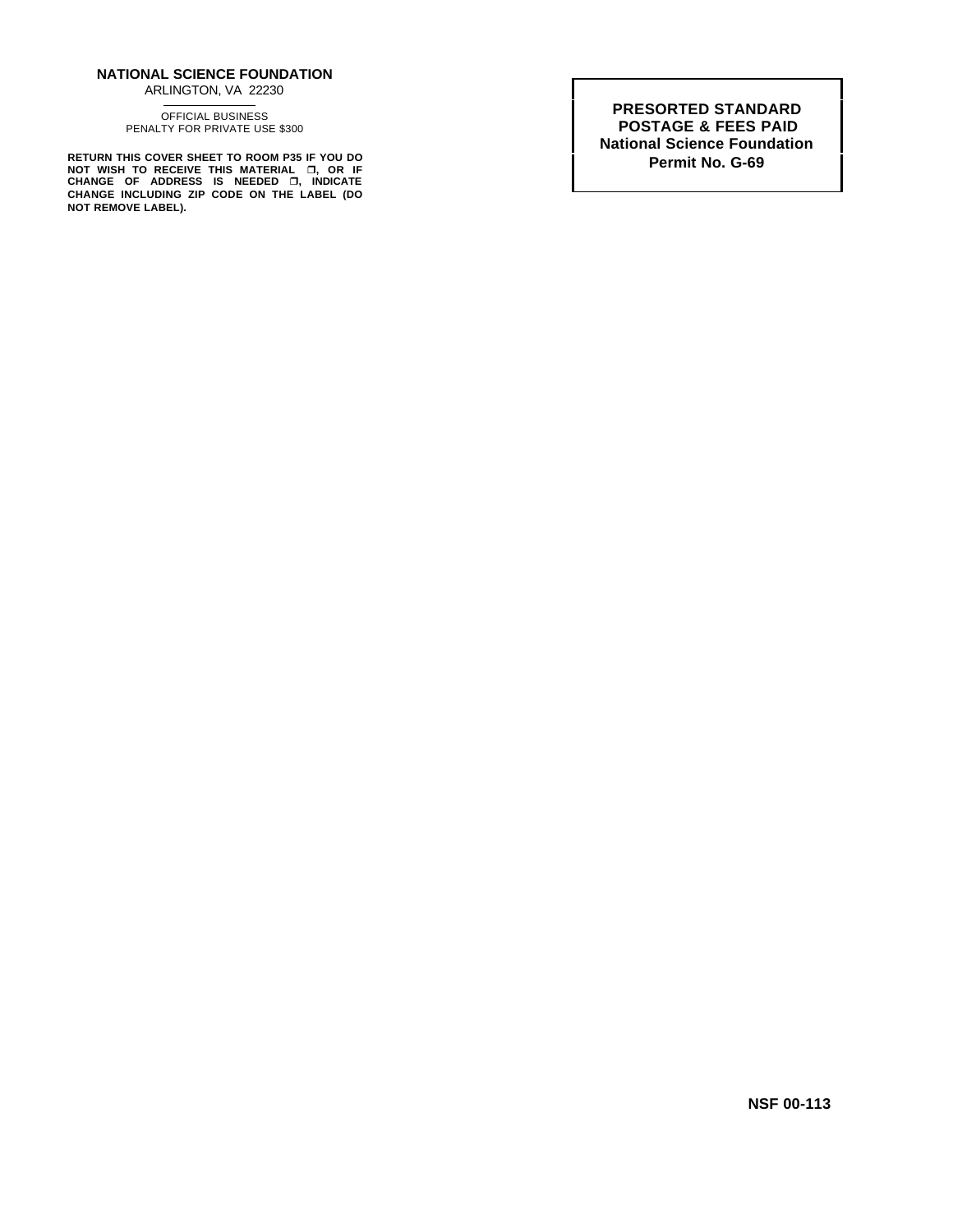**NATIONAL SCIENCE FOUNDATION**
ARLINGTON, VA 22230

OFFICIAL BUSINESS
PENALTY FOR PRIVATE USE $300

**RETURN THIS COVER SHEET TO ROOM P35 IF YOU DO NOT WISH TO RECEIVE THIS MATERIAL ❒, OR IF CHANGE OF ADDRESS IS NEEDED ❒, INDICATE CHANGE INCLUDING ZIP CODE ON THE LABEL (DO NOT REMOVE LABEL).**

**PRESORTED STANDARD**
**POSTAGE & FEES PAID**
**National Science Foundation**
**Permit No. G-69**

**NSF 00-113**